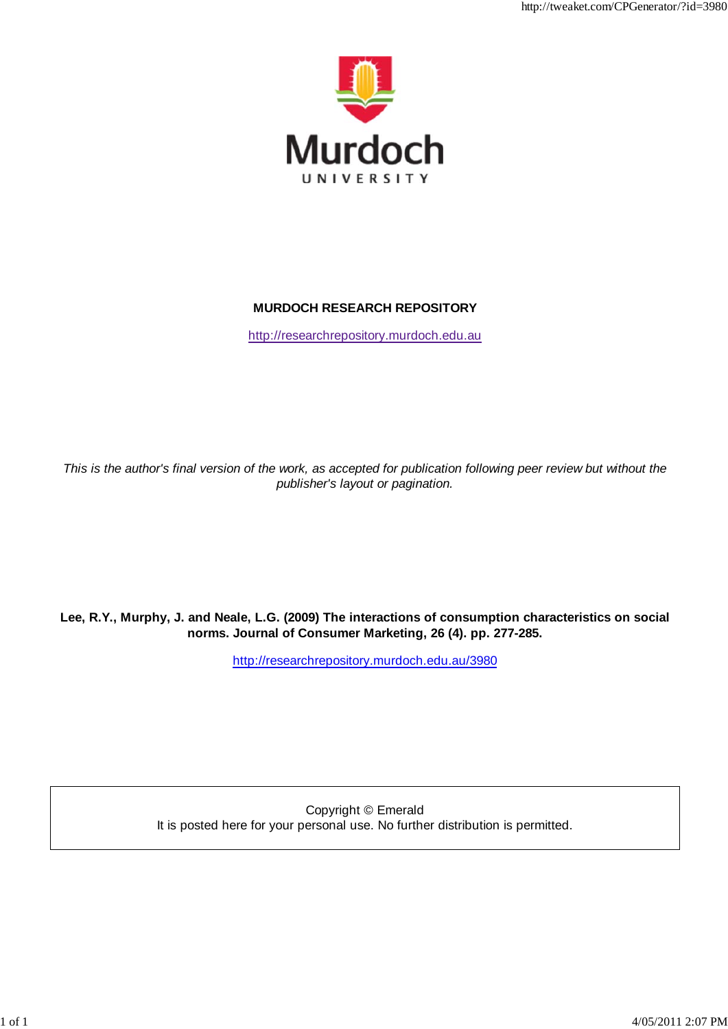Murdoch

UNIVERSITY

**MURDOCH RESEARCH REPOSITORY**

http://researchrepository.murdoch.edu.au

*This is the author's final version of the work, as accepted for publication following peer review but without the publisher's layout or pagination.*

**Lee, R.Y., Murphy, J. and Neale, L.G. (2009) The interactions of consumption characteristics on social norms. Journal of Consumer Marketing, 26 (4). pp. 277-285.**

http://researchrepository.murdoch.edu.au/3980

Copyright © Emerald
It is posted here for your personal use. No further distribution is permitted.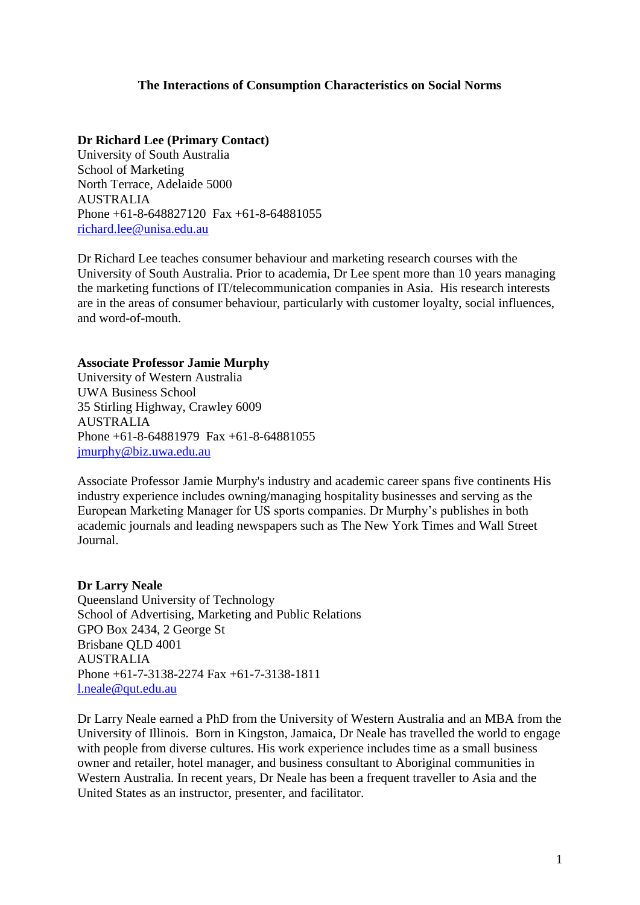**The Interactions of Consumption Characteristics on Social Norms**

**Dr Richard Lee (Primary Contact)**
University of South Australia
School of Marketing
North Terrace, Adelaide 5000
AUSTRALIA
Phone +61-8-648827120  Fax +61-8-64881055
richard.lee@unisa.edu.au

Dr Richard Lee teaches consumer behaviour and marketing research courses with the University of South Australia. Prior to academia, Dr Lee spent more than 10 years managing the marketing functions of IT/telecommunication companies in Asia.  His research interests are in the areas of consumer behaviour, particularly with customer loyalty, social influences, and word-of-mouth.

**Associate Professor Jamie Murphy**
University of Western Australia
UWA Business School
35 Stirling Highway, Crawley 6009
AUSTRALIA
Phone +61-8-64881979  Fax +61-8-64881055
jmurphy@biz.uwa.edu.au

Associate Professor Jamie Murphy's industry and academic career spans five continents His industry experience includes owning/managing hospitality businesses and serving as the European Marketing Manager for US sports companies. Dr Murphy's publishes in both academic journals and leading newspapers such as The New York Times and Wall Street Journal.

**Dr Larry Neale**
Queensland University of Technology
School of Advertising, Marketing and Public Relations
GPO Box 2434, 2 George St
Brisbane QLD 4001
AUSTRALIA
Phone +61-7-3138-2274 Fax +61-7-3138-1811
l.neale@qut.edu.au

Dr Larry Neale earned a PhD from the University of Western Australia and an MBA from the University of Illinois.  Born in Kingston, Jamaica, Dr Neale has travelled the world to engage with people from diverse cultures. His work experience includes time as a small business owner and retailer, hotel manager, and business consultant to Aboriginal communities in Western Australia. In recent years, Dr Neale has been a frequent traveller to Asia and the United States as an instructor, presenter, and facilitator.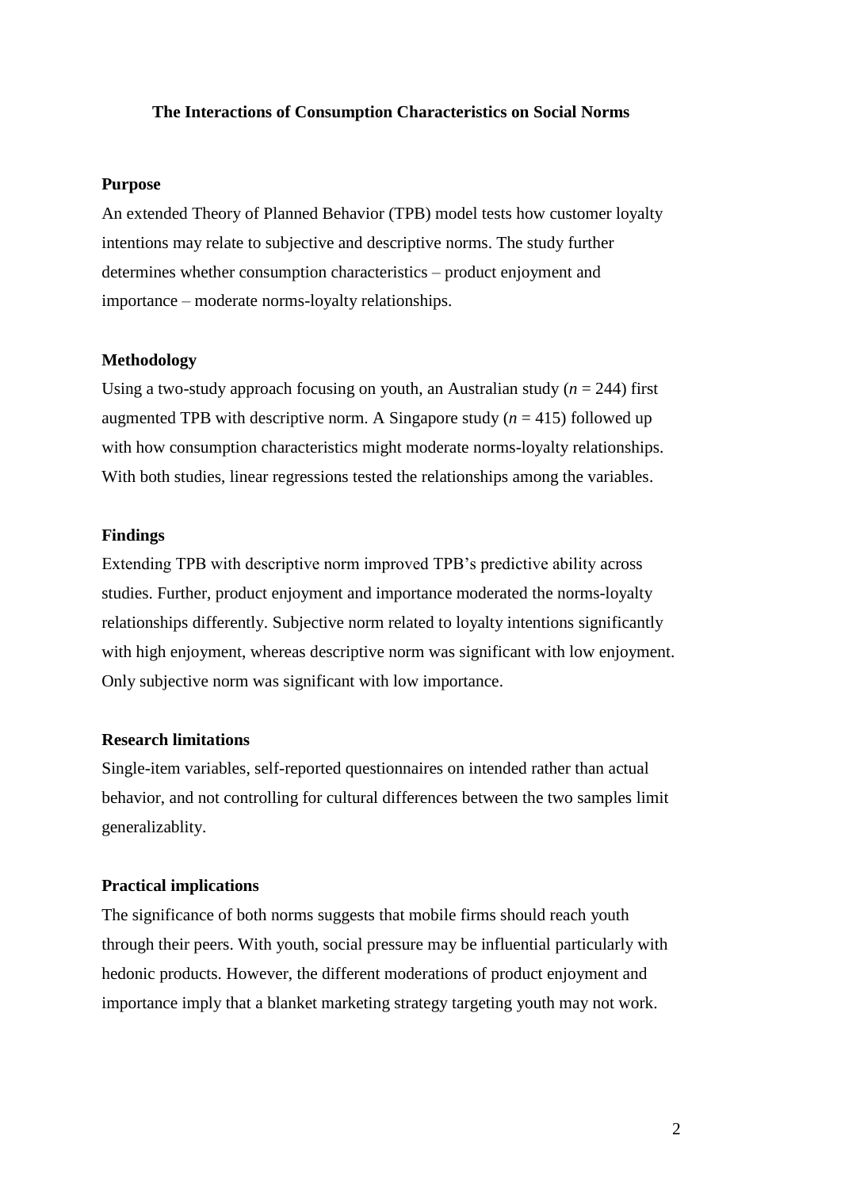# The Interactions of Consumption Characteristics on Social Norms

## Purpose

An extended Theory of Planned Behavior (TPB) model tests how customer loyalty intentions may relate to subjective and descriptive norms. The study further determines whether consumption characteristics – product enjoyment and importance – moderate norms-loyalty relationships.

## Methodology

Using a two-study approach focusing on youth, an Australian study ($n$ = 244) first augmented TPB with descriptive norm. A Singapore study ($n$ = 415) followed up with how consumption characteristics might moderate norms-loyalty relationships. With both studies, linear regressions tested the relationships among the variables.

## Findings

Extending TPB with descriptive norm improved TPB's predictive ability across studies. Further, product enjoyment and importance moderated the norms-loyalty relationships differently. Subjective norm related to loyalty intentions significantly with high enjoyment, whereas descriptive norm was significant with low enjoyment. Only subjective norm was significant with low importance.

## Research limitations

Single-item variables, self-reported questionnaires on intended rather than actual behavior, and not controlling for cultural differences between the two samples limit generalizablity.

## Practical implications

The significance of both norms suggests that mobile firms should reach youth through their peers. With youth, social pressure may be influential particularly with hedonic products. However, the different moderations of product enjoyment and importance imply that a blanket marketing strategy targeting youth may not work.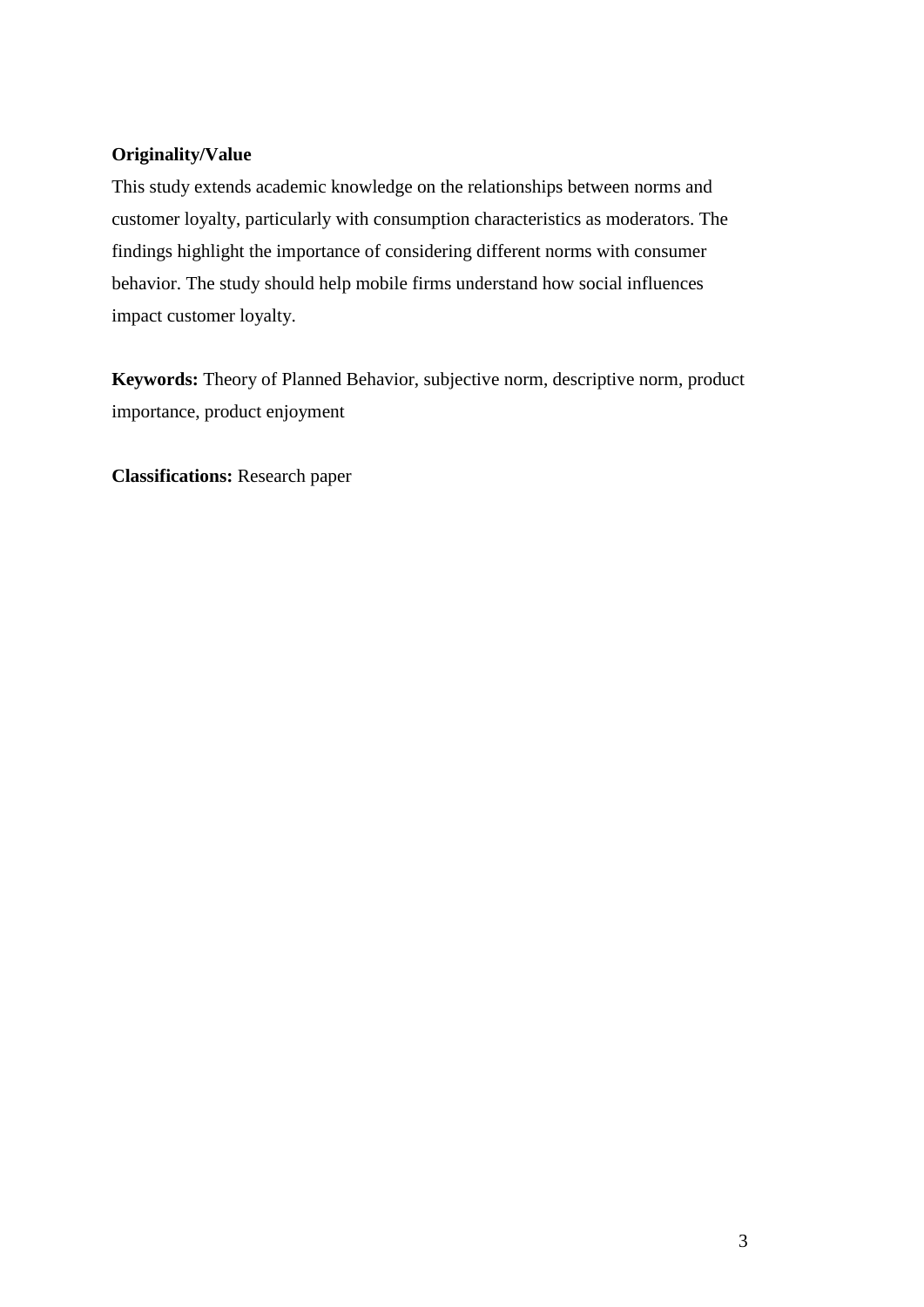**Originality/Value**

This study extends academic knowledge on the relationships between norms and customer loyalty, particularly with consumption characteristics as moderators. The findings highlight the importance of considering different norms with consumer behavior. The study should help mobile firms understand how social influences impact customer loyalty.

**Keywords:** Theory of Planned Behavior, subjective norm, descriptive norm, product importance, product enjoyment

**Classifications:** Research paper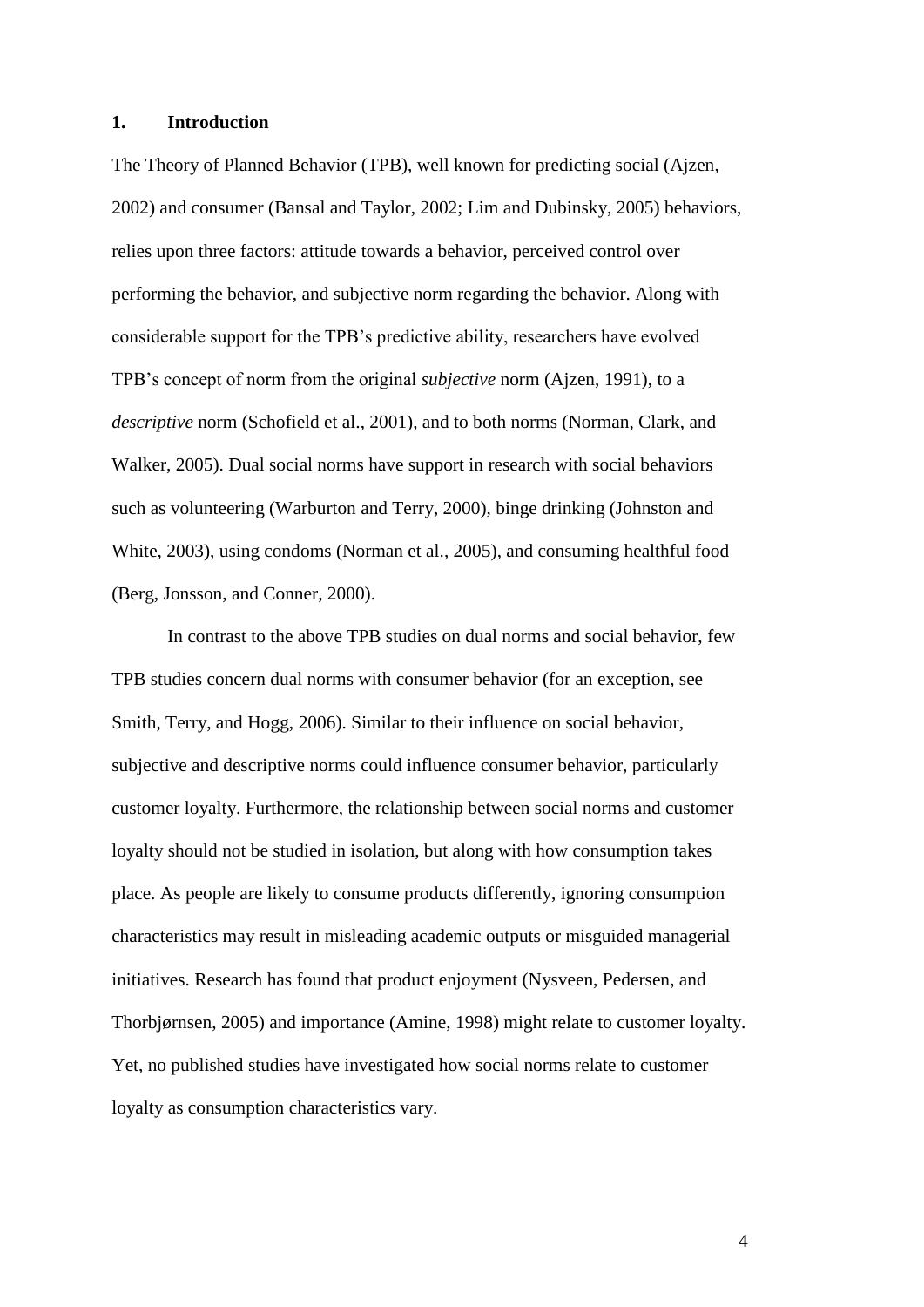## 1. Introduction

The Theory of Planned Behavior (TPB), well known for predicting social (Ajzen, 2002) and consumer (Bansal and Taylor, 2002; Lim and Dubinsky, 2005) behaviors, relies upon three factors: attitude towards a behavior, perceived control over performing the behavior, and subjective norm regarding the behavior. Along with considerable support for the TPB's predictive ability, researchers have evolved TPB's concept of norm from the original *subjective* norm (Ajzen, 1991), to a *descriptive* norm (Schofield et al., 2001), and to both norms (Norman, Clark, and Walker, 2005). Dual social norms have support in research with social behaviors such as volunteering (Warburton and Terry, 2000), binge drinking (Johnston and White, 2003), using condoms (Norman et al., 2005), and consuming healthful food (Berg, Jonsson, and Conner, 2000).

In contrast to the above TPB studies on dual norms and social behavior, few TPB studies concern dual norms with consumer behavior (for an exception, see Smith, Terry, and Hogg, 2006). Similar to their influence on social behavior, subjective and descriptive norms could influence consumer behavior, particularly customer loyalty. Furthermore, the relationship between social norms and customer loyalty should not be studied in isolation, but along with how consumption takes place. As people are likely to consume products differently, ignoring consumption characteristics may result in misleading academic outputs or misguided managerial initiatives. Research has found that product enjoyment (Nysveen, Pedersen, and Thorbjørnsen, 2005) and importance (Amine, 1998) might relate to customer loyalty. Yet, no published studies have investigated how social norms relate to customer loyalty as consumption characteristics vary.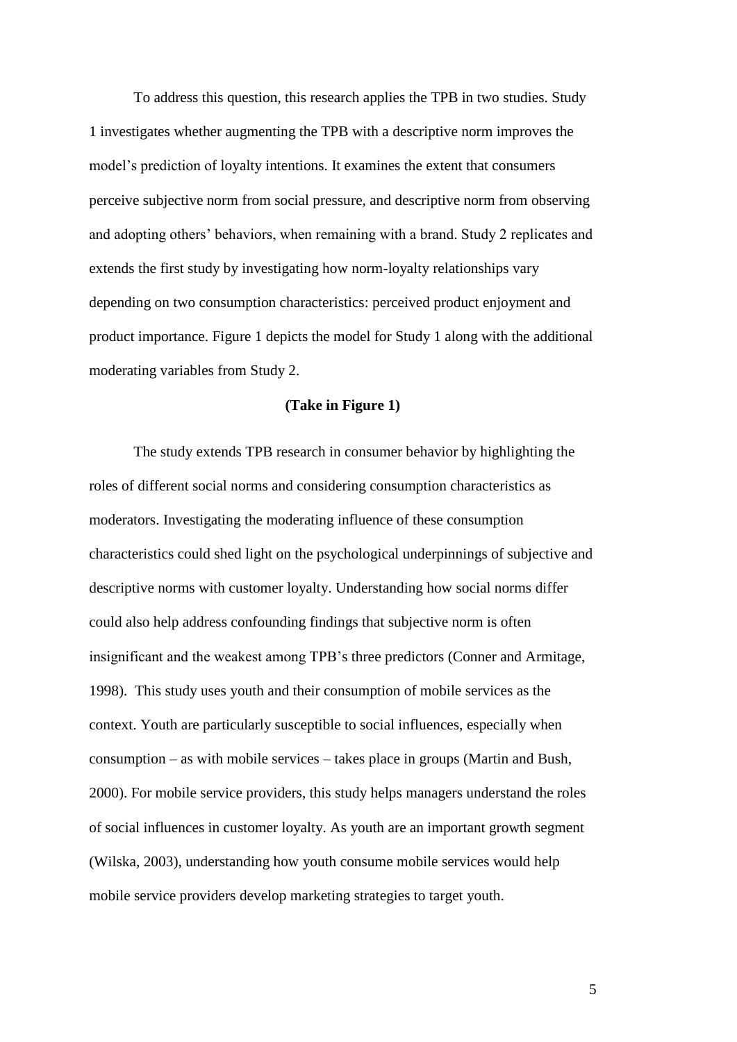To address this question, this research applies the TPB in two studies. Study 1 investigates whether augmenting the TPB with a descriptive norm improves the model's prediction of loyalty intentions. It examines the extent that consumers perceive subjective norm from social pressure, and descriptive norm from observing and adopting others' behaviors, when remaining with a brand. Study 2 replicates and extends the first study by investigating how norm-loyalty relationships vary depending on two consumption characteristics: perceived product enjoyment and product importance. Figure 1 depicts the model for Study 1 along with the additional moderating variables from Study 2.

**(Take in Figure 1)**

The study extends TPB research in consumer behavior by highlighting the roles of different social norms and considering consumption characteristics as moderators. Investigating the moderating influence of these consumption characteristics could shed light on the psychological underpinnings of subjective and descriptive norms with customer loyalty. Understanding how social norms differ could also help address confounding findings that subjective norm is often insignificant and the weakest among TPB's three predictors (Conner and Armitage, 1998). This study uses youth and their consumption of mobile services as the context. Youth are particularly susceptible to social influences, especially when consumption – as with mobile services – takes place in groups (Martin and Bush, 2000). For mobile service providers, this study helps managers understand the roles of social influences in customer loyalty. As youth are an important growth segment (Wilska, 2003), understanding how youth consume mobile services would help mobile service providers develop marketing strategies to target youth.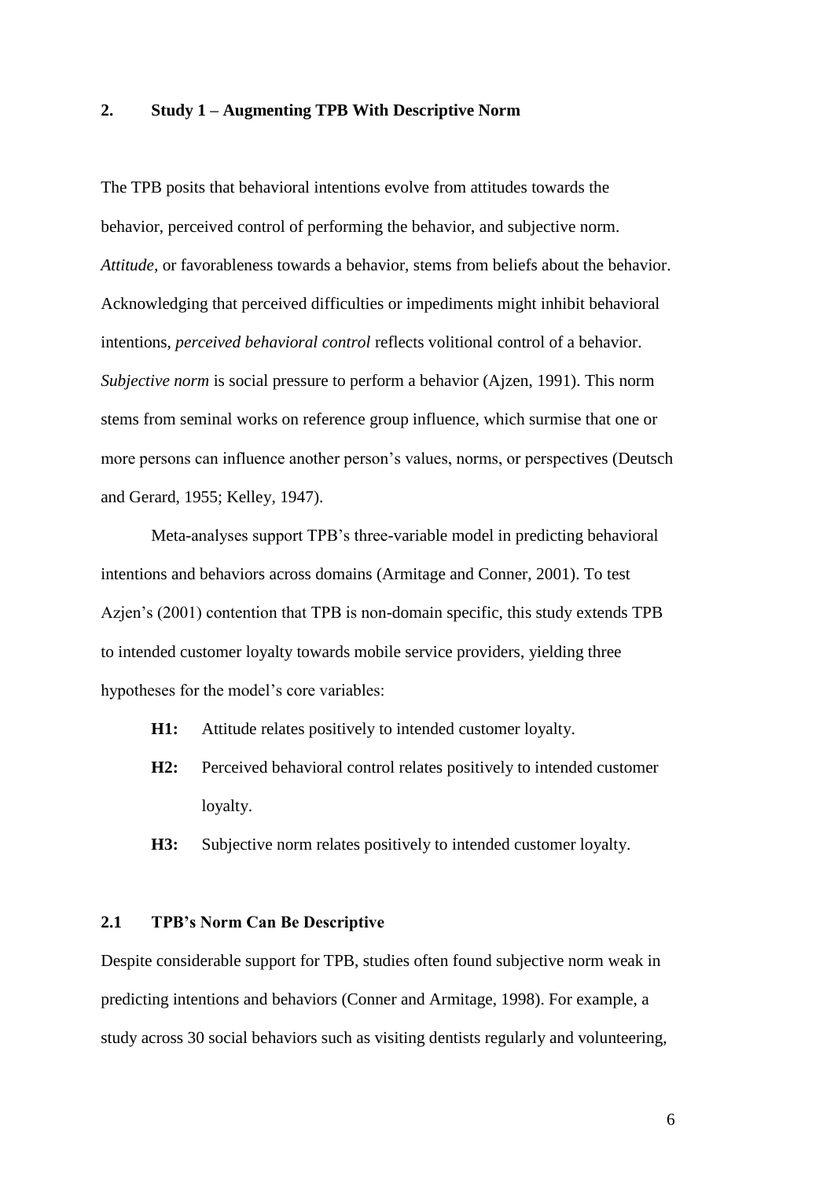## 2. Study 1 – Augmenting TPB With Descriptive Norm

The TPB posits that behavioral intentions evolve from attitudes towards the behavior, perceived control of performing the behavior, and subjective norm. *Attitude*, or favorableness towards a behavior, stems from beliefs about the behavior. Acknowledging that perceived difficulties or impediments might inhibit behavioral intentions, *perceived behavioral control* reflects volitional control of a behavior. *Subjective norm* is social pressure to perform a behavior (Ajzen, 1991). This norm stems from seminal works on reference group influence, which surmise that one or more persons can influence another person's values, norms, or perspectives (Deutsch and Gerard, 1955; Kelley, 1947).

Meta-analyses support TPB's three-variable model in predicting behavioral intentions and behaviors across domains (Armitage and Conner, 2001). To test Azjen's (2001) contention that TPB is non-domain specific, this study extends TPB to intended customer loyalty towards mobile service providers, yielding three hypotheses for the model's core variables:

- **H1:** Attitude relates positively to intended customer loyalty.
- **H2:** Perceived behavioral control relates positively to intended customer loyalty.
- **H3:** Subjective norm relates positively to intended customer loyalty.

### 2.1 TPB's Norm Can Be Descriptive

Despite considerable support for TPB, studies often found subjective norm weak in predicting intentions and behaviors (Conner and Armitage, 1998). For example, a study across 30 social behaviors such as visiting dentists regularly and volunteering,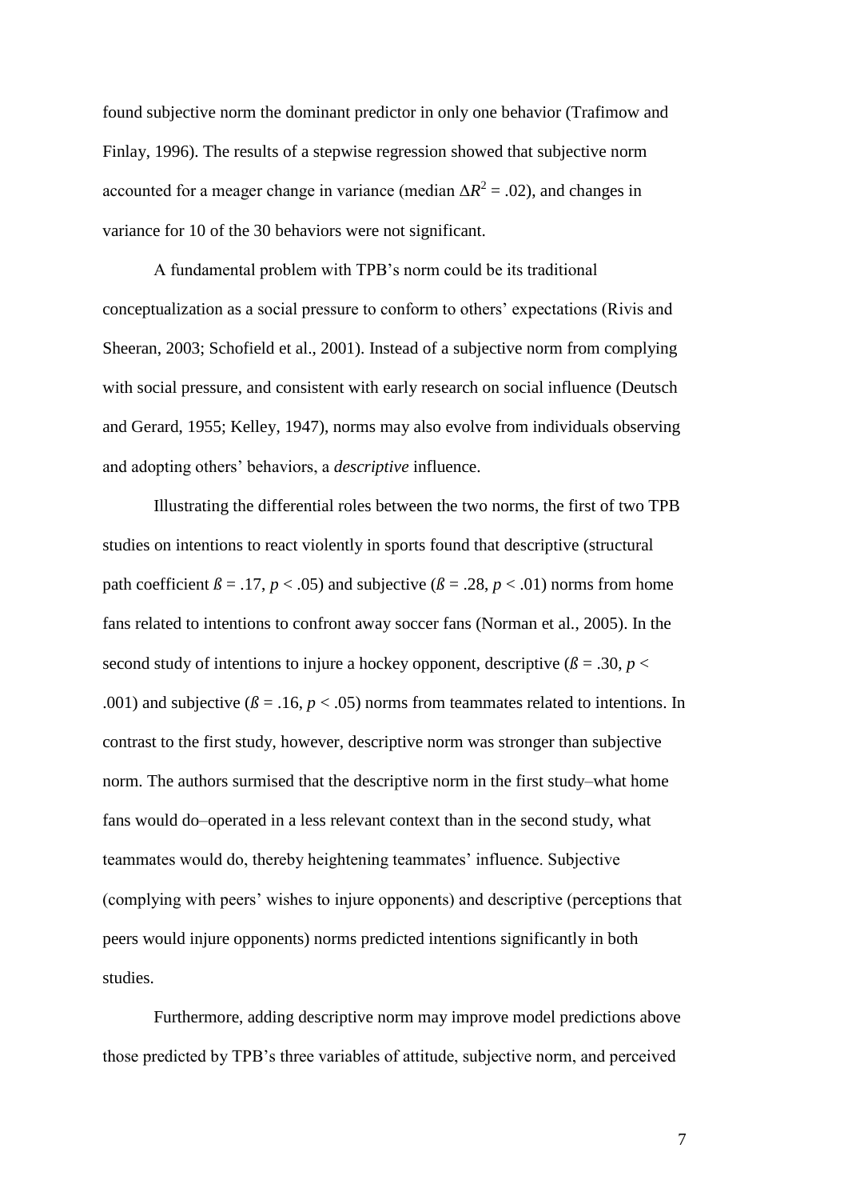found subjective norm the dominant predictor in only one behavior (Trafimow and Finlay, 1996). The results of a stepwise regression showed that subjective norm accounted for a meager change in variance (median $\Delta R^2 = .02$), and changes in variance for 10 of the 30 behaviors were not significant.

A fundamental problem with TPB's norm could be its traditional conceptualization as a social pressure to conform to others' expectations (Rivis and Sheeran, 2003; Schofield et al., 2001). Instead of a subjective norm from complying with social pressure, and consistent with early research on social influence (Deutsch and Gerard, 1955; Kelley, 1947), norms may also evolve from individuals observing and adopting others' behaviors, a *descriptive* influence.

Illustrating the differential roles between the two norms, the first of two TPB studies on intentions to react violently in sports found that descriptive (structural path coefficient $ß = .17$, $p < .05$) and subjective ($ß = .28$, $p < .01$) norms from home fans related to intentions to confront away soccer fans (Norman et al., 2005). In the second study of intentions to injure a hockey opponent, descriptive ($ß = .30$, $p < .001$) and subjective ($ß = .16$, $p < .05$) norms from teammates related to intentions. In contrast to the first study, however, descriptive norm was stronger than subjective norm. The authors surmised that the descriptive norm in the first study–what home fans would do–operated in a less relevant context than in the second study, what teammates would do, thereby heightening teammates' influence. Subjective (complying with peers' wishes to injure opponents) and descriptive (perceptions that peers would injure opponents) norms predicted intentions significantly in both studies.

Furthermore, adding descriptive norm may improve model predictions above those predicted by TPB's three variables of attitude, subjective norm, and perceived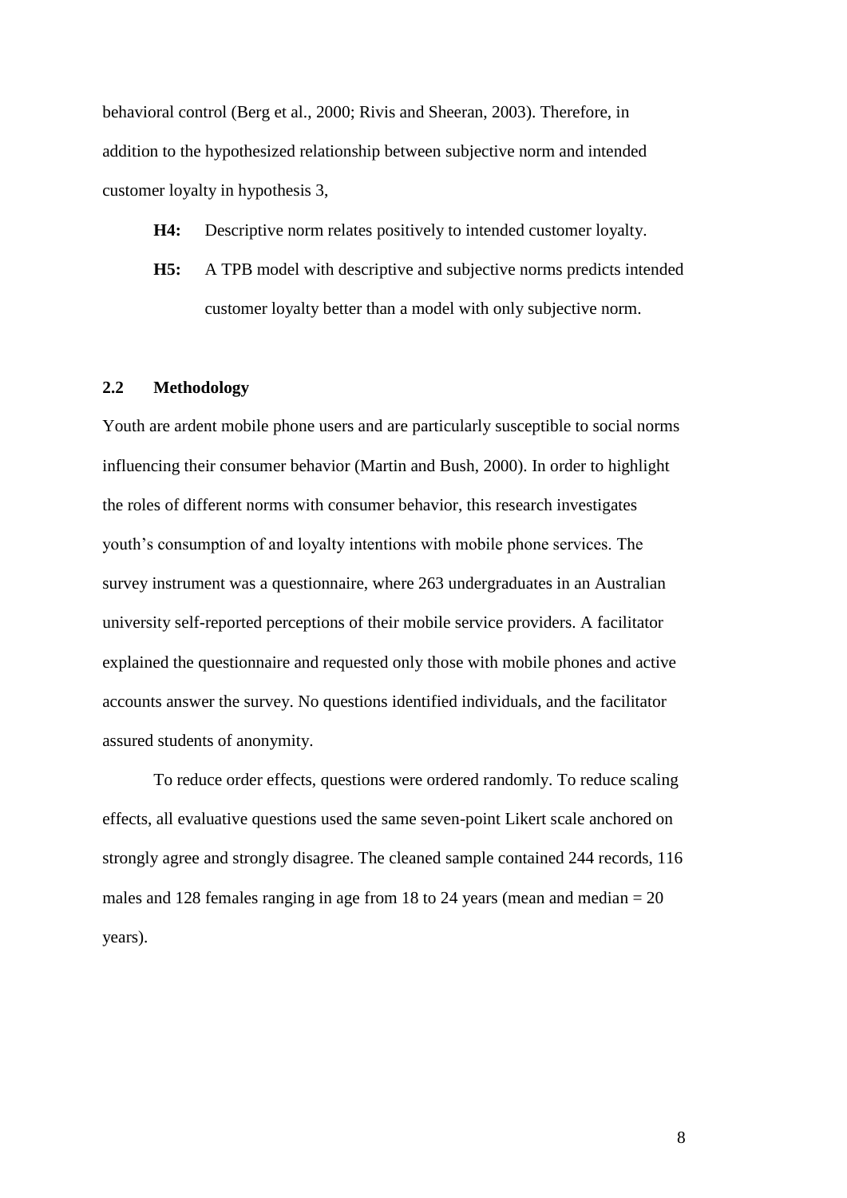behavioral control (Berg et al., 2000; Rivis and Sheeran, 2003). Therefore, in addition to the hypothesized relationship between subjective norm and intended customer loyalty in hypothesis 3,

**H4:** Descriptive norm relates positively to intended customer loyalty.

**H5:** A TPB model with descriptive and subjective norms predicts intended customer loyalty better than a model with only subjective norm.

## 2.2 Methodology

Youth are ardent mobile phone users and are particularly susceptible to social norms influencing their consumer behavior (Martin and Bush, 2000). In order to highlight the roles of different norms with consumer behavior, this research investigates youth's consumption of and loyalty intentions with mobile phone services. The survey instrument was a questionnaire, where 263 undergraduates in an Australian university self-reported perceptions of their mobile service providers. A facilitator explained the questionnaire and requested only those with mobile phones and active accounts answer the survey. No questions identified individuals, and the facilitator assured students of anonymity.

To reduce order effects, questions were ordered randomly. To reduce scaling effects, all evaluative questions used the same seven-point Likert scale anchored on strongly agree and strongly disagree. The cleaned sample contained 244 records, 116 males and 128 females ranging in age from 18 to 24 years (mean and median = 20 years).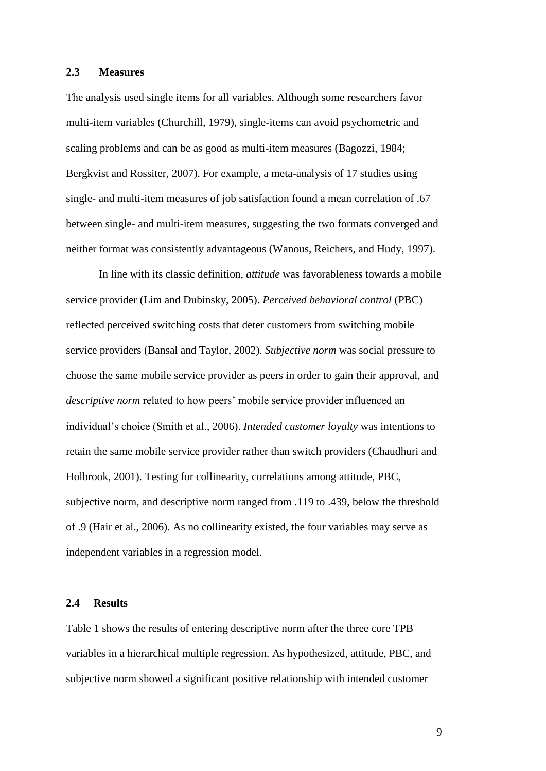### 2.3 Measures

The analysis used single items for all variables. Although some researchers favor multi-item variables (Churchill, 1979), single-items can avoid psychometric and scaling problems and can be as good as multi-item measures (Bagozzi, 1984; Bergkvist and Rossiter, 2007). For example, a meta-analysis of 17 studies using single- and multi-item measures of job satisfaction found a mean correlation of .67 between single- and multi-item measures, suggesting the two formats converged and neither format was consistently advantageous (Wanous, Reichers, and Hudy, 1997).

In line with its classic definition, *attitude* was favorableness towards a mobile service provider (Lim and Dubinsky, 2005). *Perceived behavioral control* (PBC) reflected perceived switching costs that deter customers from switching mobile service providers (Bansal and Taylor, 2002). *Subjective norm* was social pressure to choose the same mobile service provider as peers in order to gain their approval, and *descriptive norm* related to how peers' mobile service provider influenced an individual's choice (Smith et al., 2006). *Intended customer loyalty* was intentions to retain the same mobile service provider rather than switch providers (Chaudhuri and Holbrook, 2001). Testing for collinearity, correlations among attitude, PBC, subjective norm, and descriptive norm ranged from .119 to .439, below the threshold of .9 (Hair et al., 2006). As no collinearity existed, the four variables may serve as independent variables in a regression model.

### 2.4 Results

Table 1 shows the results of entering descriptive norm after the three core TPB variables in a hierarchical multiple regression. As hypothesized, attitude, PBC, and subjective norm showed a significant positive relationship with intended customer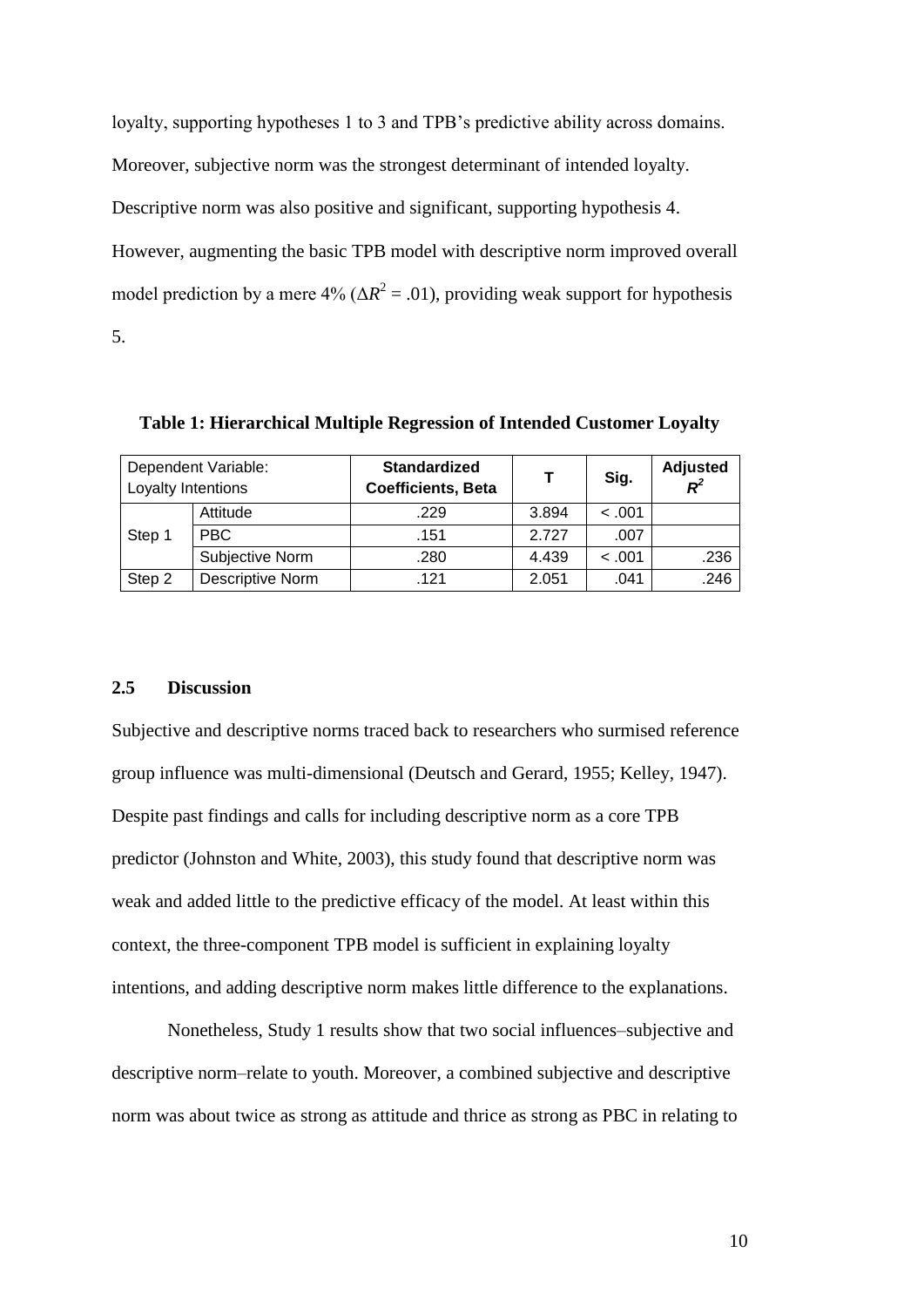loyalty, supporting hypotheses 1 to 3 and TPB's predictive ability across domains. Moreover, subjective norm was the strongest determinant of intended loyalty. Descriptive norm was also positive and significant, supporting hypothesis 4. However, augmenting the basic TPB model with descriptive norm improved overall model prediction by a mere 4% ($\Delta R^2 = .01$), providing weak support for hypothesis 5.

**Table 1: Hierarchical Multiple Regression of Intended Customer Loyalty**

| Dependent Variable: Loyalty Intentions | | **Standardized Coefficients, Beta** | **T** | **Sig.** | **Adjusted $R^2$** |
|---|---|---|---|---|---|
| Step 1 | Attitude | .229 | 3.894 | < .001 | |
| | PBC | .151 | 2.727 | .007 | |
| | Subjective Norm | .280 | 4.439 | < .001 | .236 |
| Step 2 | Descriptive Norm | .121 | 2.051 | .041 | .246 |

### 2.5 Discussion

Subjective and descriptive norms traced back to researchers who surmised reference group influence was multi-dimensional (Deutsch and Gerard, 1955; Kelley, 1947). Despite past findings and calls for including descriptive norm as a core TPB predictor (Johnston and White, 2003), this study found that descriptive norm was weak and added little to the predictive efficacy of the model. At least within this context, the three-component TPB model is sufficient in explaining loyalty intentions, and adding descriptive norm makes little difference to the explanations.

Nonetheless, Study 1 results show that two social influences–subjective and descriptive norm–relate to youth. Moreover, a combined subjective and descriptive norm was about twice as strong as attitude and thrice as strong as PBC in relating to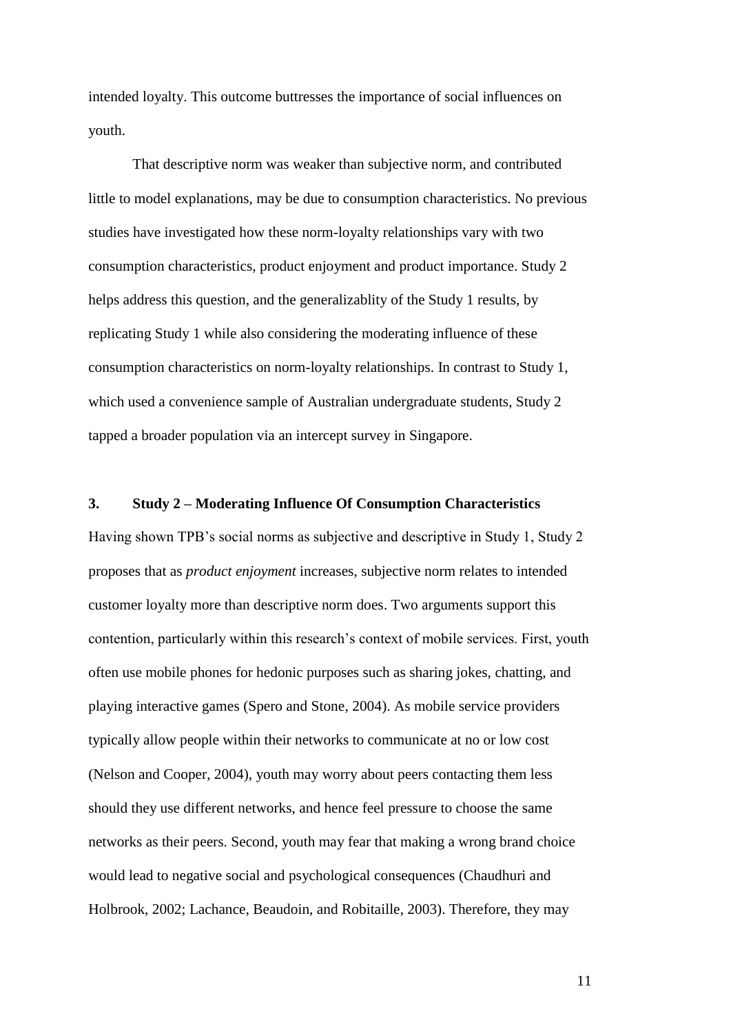intended loyalty. This outcome buttresses the importance of social influences on youth.

That descriptive norm was weaker than subjective norm, and contributed little to model explanations, may be due to consumption characteristics. No previous studies have investigated how these norm-loyalty relationships vary with two consumption characteristics, product enjoyment and product importance. Study 2 helps address this question, and the generalizablity of the Study 1 results, by replicating Study 1 while also considering the moderating influence of these consumption characteristics on norm-loyalty relationships. In contrast to Study 1, which used a convenience sample of Australian undergraduate students, Study 2 tapped a broader population via an intercept survey in Singapore.

## 3. Study 2 – Moderating Influence Of Consumption Characteristics

Having shown TPB's social norms as subjective and descriptive in Study 1, Study 2 proposes that as *product enjoyment* increases, subjective norm relates to intended customer loyalty more than descriptive norm does. Two arguments support this contention, particularly within this research's context of mobile services. First, youth often use mobile phones for hedonic purposes such as sharing jokes, chatting, and playing interactive games (Spero and Stone, 2004). As mobile service providers typically allow people within their networks to communicate at no or low cost (Nelson and Cooper, 2004), youth may worry about peers contacting them less should they use different networks, and hence feel pressure to choose the same networks as their peers. Second, youth may fear that making a wrong brand choice would lead to negative social and psychological consequences (Chaudhuri and Holbrook, 2002; Lachance, Beaudoin, and Robitaille, 2003). Therefore, they may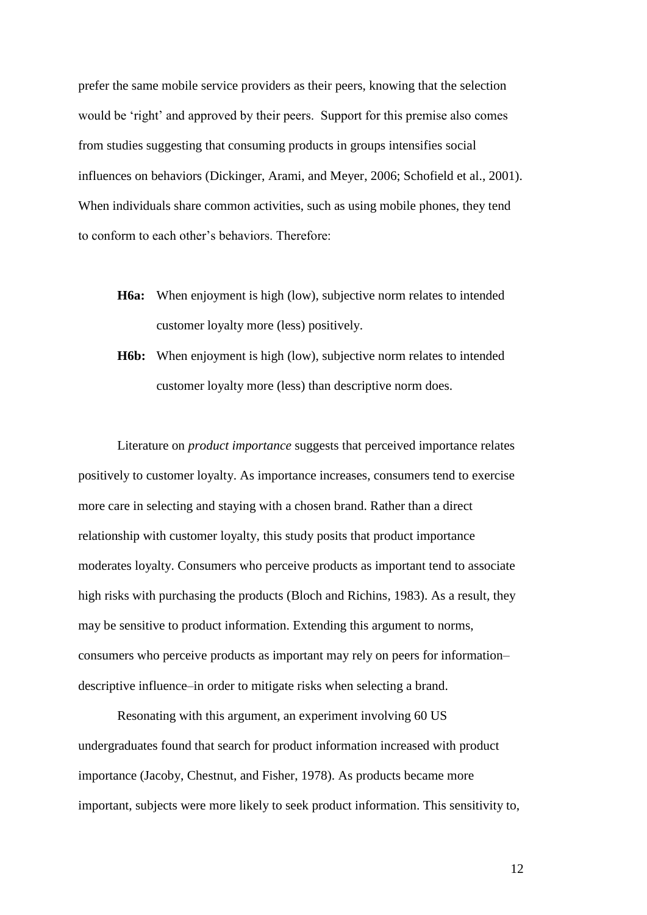prefer the same mobile service providers as their peers, knowing that the selection would be 'right' and approved by their peers. Support for this premise also comes from studies suggesting that consuming products in groups intensifies social influences on behaviors (Dickinger, Arami, and Meyer, 2006; Schofield et al., 2001). When individuals share common activities, such as using mobile phones, they tend to conform to each other's behaviors. Therefore:

> **H6a:** When enjoyment is high (low), subjective norm relates to intended customer loyalty more (less) positively.
>
> **H6b:** When enjoyment is high (low), subjective norm relates to intended customer loyalty more (less) than descriptive norm does.

Literature on *product importance* suggests that perceived importance relates positively to customer loyalty. As importance increases, consumers tend to exercise more care in selecting and staying with a chosen brand. Rather than a direct relationship with customer loyalty, this study posits that product importance moderates loyalty. Consumers who perceive products as important tend to associate high risks with purchasing the products (Bloch and Richins, 1983). As a result, they may be sensitive to product information. Extending this argument to norms, consumers who perceive products as important may rely on peers for information–descriptive influence–in order to mitigate risks when selecting a brand.

Resonating with this argument, an experiment involving 60 US undergraduates found that search for product information increased with product importance (Jacoby, Chestnut, and Fisher, 1978). As products became more important, subjects were more likely to seek product information. This sensitivity to,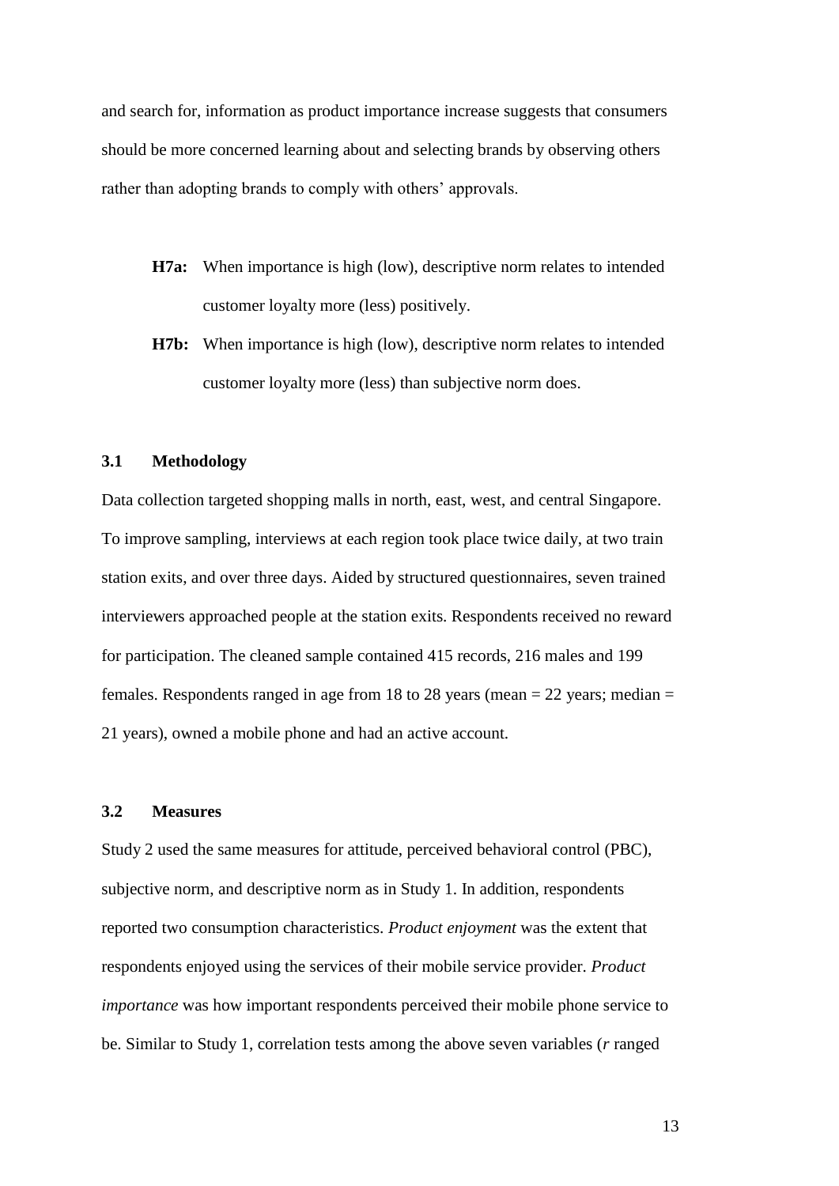and search for, information as product importance increase suggests that consumers should be more concerned learning about and selecting brands by observing others rather than adopting brands to comply with others' approvals.

> **H7a:** When importance is high (low), descriptive norm relates to intended customer loyalty more (less) positively.
>
> **H7b:** When importance is high (low), descriptive norm relates to intended customer loyalty more (less) than subjective norm does.

### 3.1 Methodology

Data collection targeted shopping malls in north, east, west, and central Singapore. To improve sampling, interviews at each region took place twice daily, at two train station exits, and over three days. Aided by structured questionnaires, seven trained interviewers approached people at the station exits. Respondents received no reward for participation. The cleaned sample contained 415 records, 216 males and 199 females. Respondents ranged in age from 18 to 28 years (mean = 22 years; median = 21 years), owned a mobile phone and had an active account.

### 3.2 Measures

Study 2 used the same measures for attitude, perceived behavioral control (PBC), subjective norm, and descriptive norm as in Study 1. In addition, respondents reported two consumption characteristics. *Product enjoyment* was the extent that respondents enjoyed using the services of their mobile service provider. *Product importance* was how important respondents perceived their mobile phone service to be. Similar to Study 1, correlation tests among the above seven variables ($r$ ranged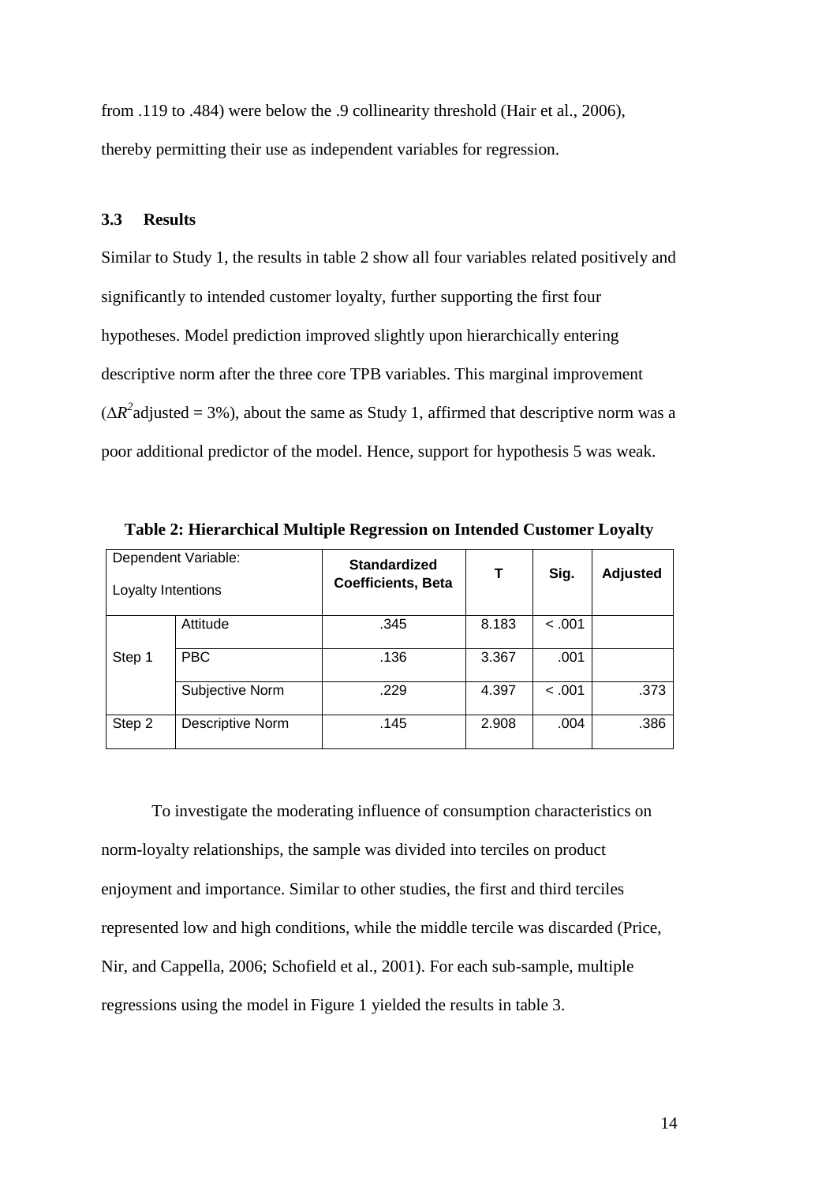from .119 to .484) were below the .9 collinearity threshold (Hair et al., 2006), thereby permitting their use as independent variables for regression.

### 3.3 Results

Similar to Study 1, the results in table 2 show all four variables related positively and significantly to intended customer loyalty, further supporting the first four hypotheses. Model prediction improved slightly upon hierarchically entering descriptive norm after the three core TPB variables. This marginal improvement ($\Delta R^2$adjusted = 3%), about the same as Study 1, affirmed that descriptive norm was a poor additional predictor of the model. Hence, support for hypothesis 5 was weak.

**Table 2: Hierarchical Multiple Regression on Intended Customer Loyalty**

| Dependent Variable: Loyalty Intentions | | Standardized Coefficients, Beta | T | Sig. | Adjusted |
|---|---|---|---|---|---|
| Step 1 | Attitude | .345 | 8.183 | < .001 | |
| | PBC | .136 | 3.367 | .001 | |
| | Subjective Norm | .229 | 4.397 | < .001 | .373 |
| Step 2 | Descriptive Norm | .145 | 2.908 | .004 | .386 |

To investigate the moderating influence of consumption characteristics on norm-loyalty relationships, the sample was divided into terciles on product enjoyment and importance. Similar to other studies, the first and third terciles represented low and high conditions, while the middle tercile was discarded (Price, Nir, and Cappella, 2006; Schofield et al., 2001). For each sub-sample, multiple regressions using the model in Figure 1 yielded the results in table 3.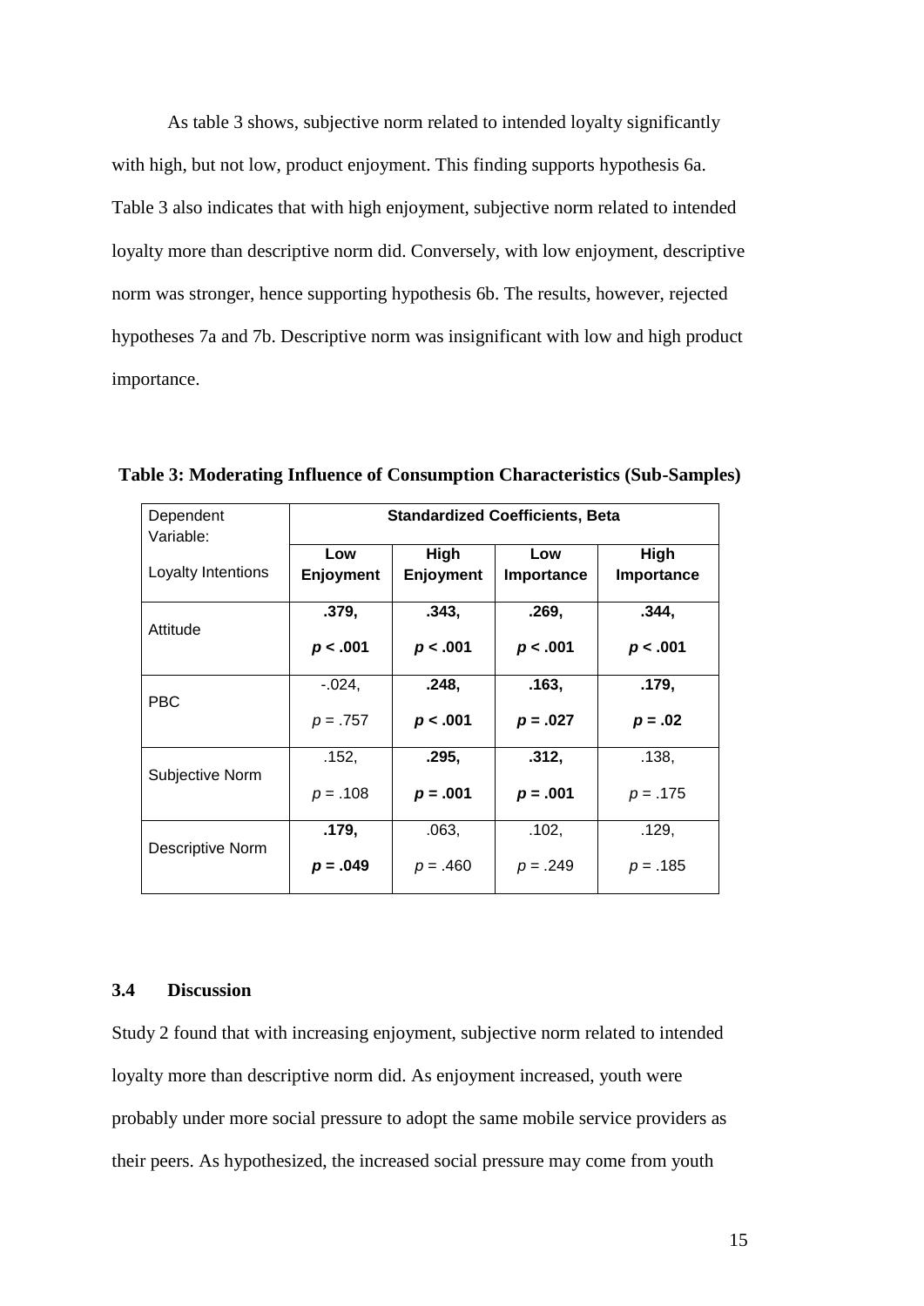As table 3 shows, subjective norm related to intended loyalty significantly with high, but not low, product enjoyment. This finding supports hypothesis 6a. Table 3 also indicates that with high enjoyment, subjective norm related to intended loyalty more than descriptive norm did. Conversely, with low enjoyment, descriptive norm was stronger, hence supporting hypothesis 6b. The results, however, rejected hypotheses 7a and 7b. Descriptive norm was insignificant with low and high product importance.

**Table 3: Moderating Influence of Consumption Characteristics (Sub-Samples)**

| Dependent Variable: | **Standardized Coefficients, Beta** | | | |
|---|---|---|---|---|
| Loyalty Intentions | **Low Enjoyment** | **High Enjoyment** | **Low Importance** | **High Importance** |
| Attitude | **.379,** ***p* < .001** | **.343,** ***p* < .001** | **.269,** ***p* < .001** | **.344,** ***p* < .001** |
| PBC | -.024, *p* = .757 | **.248,** ***p* < .001** | **.163,** ***p* = .027** | **.179,** ***p* = .02** |
| Subjective Norm | .152, *p* = .108 | **.295,** ***p* = .001** | **.312,** ***p* = .001** | .138, *p* = .175 |
| Descriptive Norm | **.179,** ***p* = .049** | .063, *p* = .460 | .102, *p* = .249 | .129, *p* = .185 |

### 3.4 Discussion

Study 2 found that with increasing enjoyment, subjective norm related to intended loyalty more than descriptive norm did. As enjoyment increased, youth were probably under more social pressure to adopt the same mobile service providers as their peers. As hypothesized, the increased social pressure may come from youth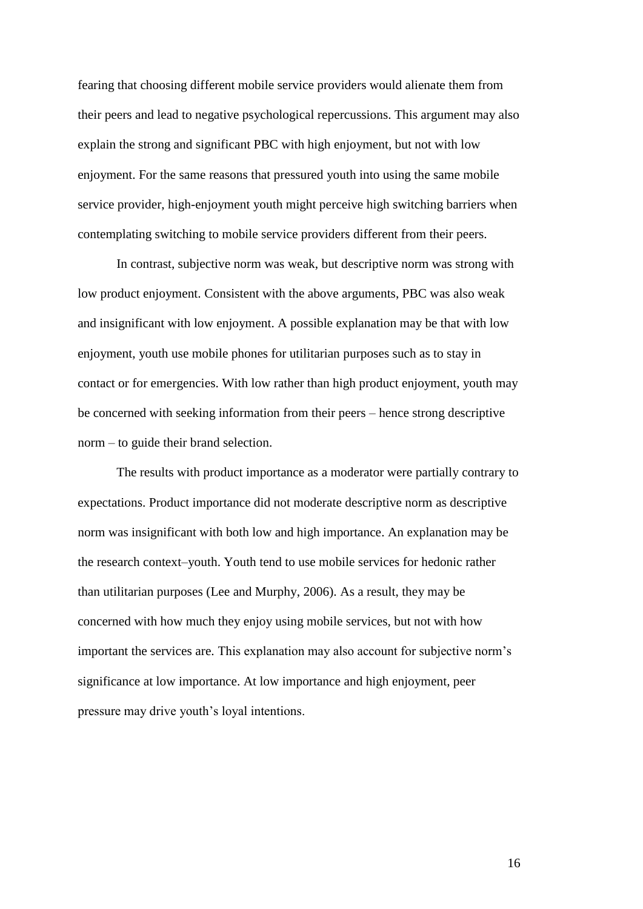fearing that choosing different mobile service providers would alienate them from their peers and lead to negative psychological repercussions. This argument may also explain the strong and significant PBC with high enjoyment, but not with low enjoyment. For the same reasons that pressured youth into using the same mobile service provider, high-enjoyment youth might perceive high switching barriers when contemplating switching to mobile service providers different from their peers.

In contrast, subjective norm was weak, but descriptive norm was strong with low product enjoyment. Consistent with the above arguments, PBC was also weak and insignificant with low enjoyment. A possible explanation may be that with low enjoyment, youth use mobile phones for utilitarian purposes such as to stay in contact or for emergencies. With low rather than high product enjoyment, youth may be concerned with seeking information from their peers – hence strong descriptive norm – to guide their brand selection.

The results with product importance as a moderator were partially contrary to expectations. Product importance did not moderate descriptive norm as descriptive norm was insignificant with both low and high importance. An explanation may be the research context–youth. Youth tend to use mobile services for hedonic rather than utilitarian purposes (Lee and Murphy, 2006). As a result, they may be concerned with how much they enjoy using mobile services, but not with how important the services are. This explanation may also account for subjective norm's significance at low importance. At low importance and high enjoyment, peer pressure may drive youth's loyal intentions.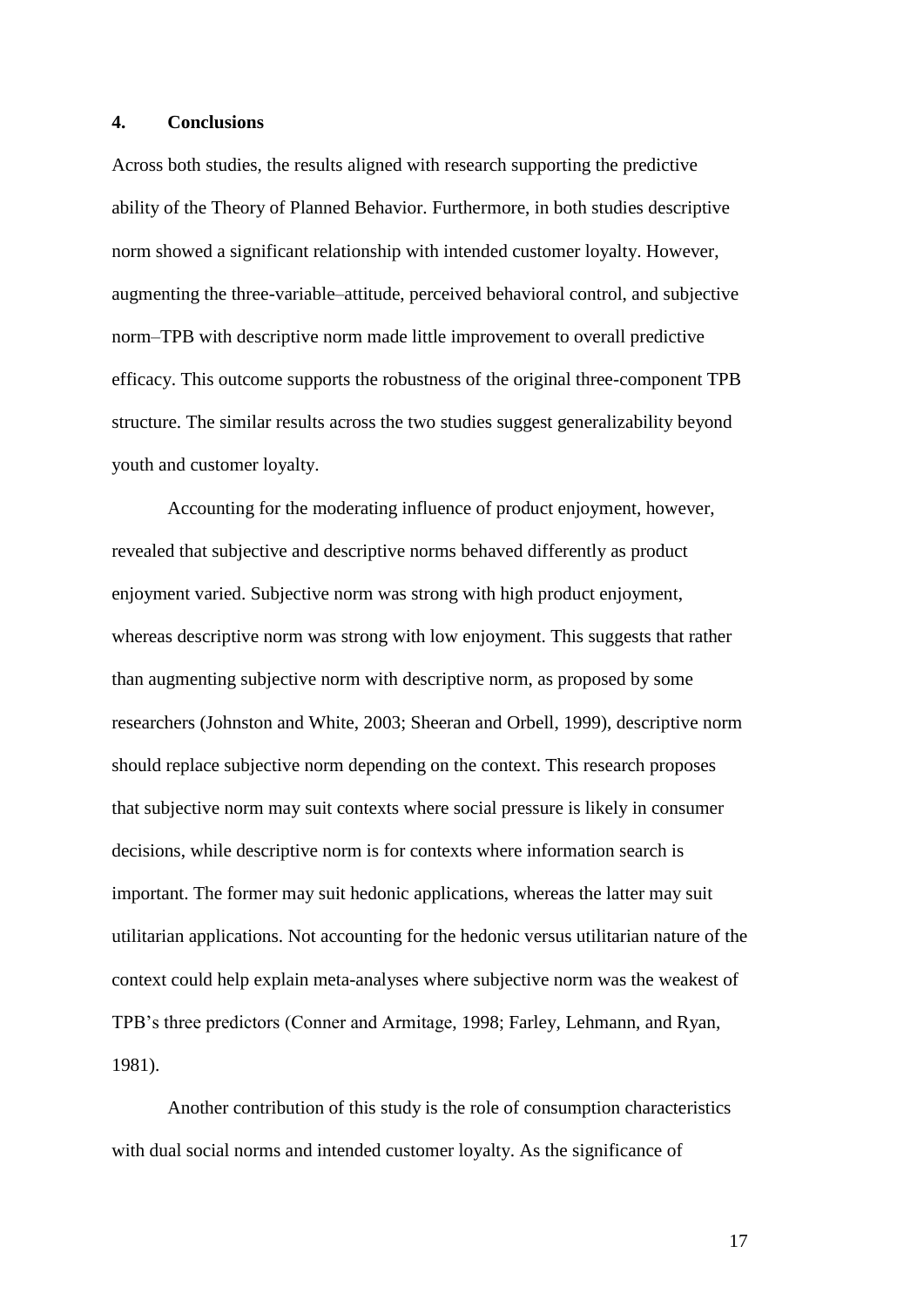## 4. Conclusions

Across both studies, the results aligned with research supporting the predictive ability of the Theory of Planned Behavior. Furthermore, in both studies descriptive norm showed a significant relationship with intended customer loyalty. However, augmenting the three-variable–attitude, perceived behavioral control, and subjective norm–TPB with descriptive norm made little improvement to overall predictive efficacy. This outcome supports the robustness of the original three-component TPB structure. The similar results across the two studies suggest generalizability beyond youth and customer loyalty.

Accounting for the moderating influence of product enjoyment, however, revealed that subjective and descriptive norms behaved differently as product enjoyment varied. Subjective norm was strong with high product enjoyment, whereas descriptive norm was strong with low enjoyment. This suggests that rather than augmenting subjective norm with descriptive norm, as proposed by some researchers (Johnston and White, 2003; Sheeran and Orbell, 1999), descriptive norm should replace subjective norm depending on the context. This research proposes that subjective norm may suit contexts where social pressure is likely in consumer decisions, while descriptive norm is for contexts where information search is important. The former may suit hedonic applications, whereas the latter may suit utilitarian applications. Not accounting for the hedonic versus utilitarian nature of the context could help explain meta-analyses where subjective norm was the weakest of TPB's three predictors (Conner and Armitage, 1998; Farley, Lehmann, and Ryan, 1981).

Another contribution of this study is the role of consumption characteristics with dual social norms and intended customer loyalty. As the significance of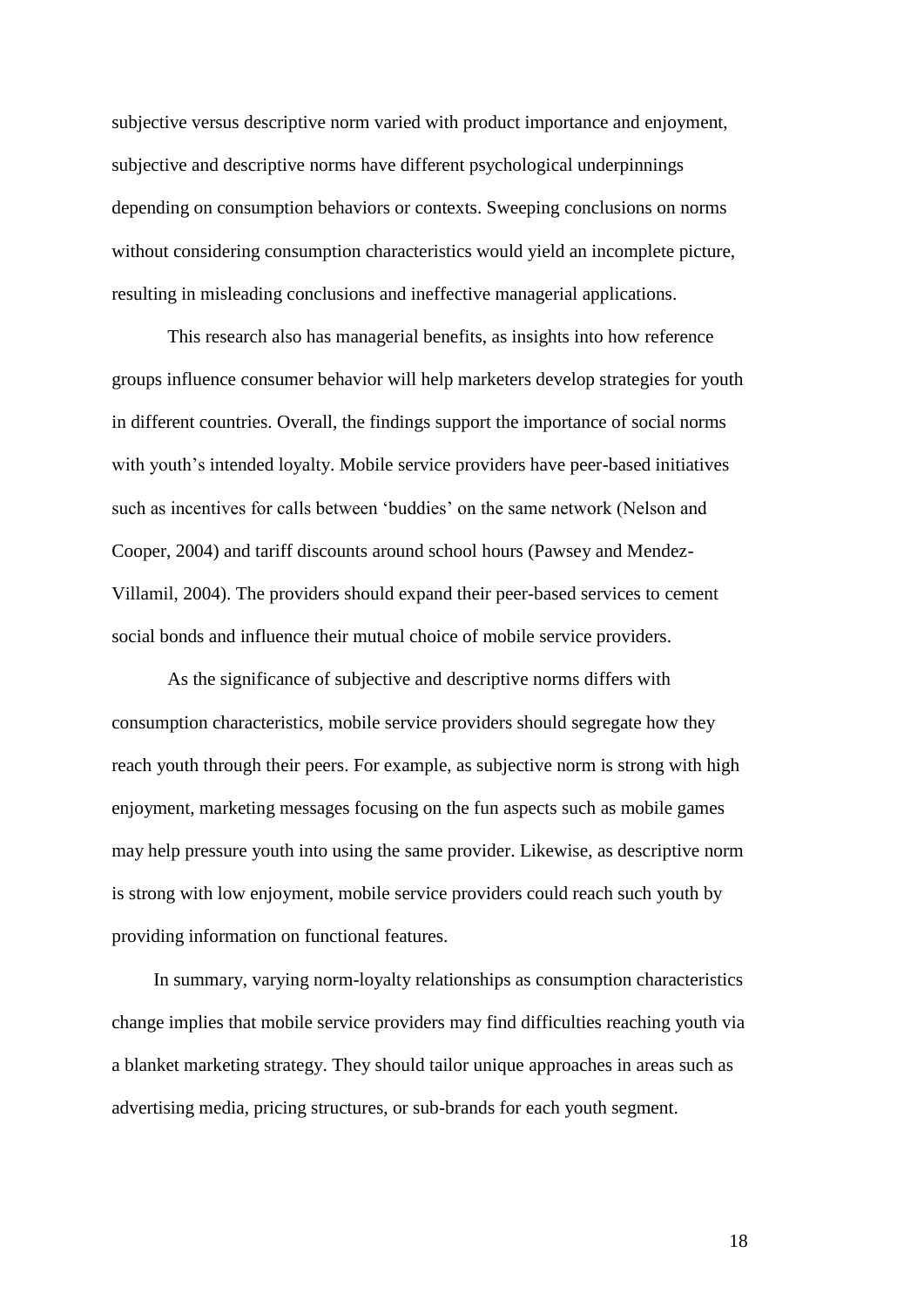subjective versus descriptive norm varied with product importance and enjoyment, subjective and descriptive norms have different psychological underpinnings depending on consumption behaviors or contexts. Sweeping conclusions on norms without considering consumption characteristics would yield an incomplete picture, resulting in misleading conclusions and ineffective managerial applications.

This research also has managerial benefits, as insights into how reference groups influence consumer behavior will help marketers develop strategies for youth in different countries. Overall, the findings support the importance of social norms with youth's intended loyalty. Mobile service providers have peer-based initiatives such as incentives for calls between 'buddies' on the same network (Nelson and Cooper, 2004) and tariff discounts around school hours (Pawsey and Mendez-Villamil, 2004). The providers should expand their peer-based services to cement social bonds and influence their mutual choice of mobile service providers.

As the significance of subjective and descriptive norms differs with consumption characteristics, mobile service providers should segregate how they reach youth through their peers. For example, as subjective norm is strong with high enjoyment, marketing messages focusing on the fun aspects such as mobile games may help pressure youth into using the same provider. Likewise, as descriptive norm is strong with low enjoyment, mobile service providers could reach such youth by providing information on functional features.

In summary, varying norm-loyalty relationships as consumption characteristics change implies that mobile service providers may find difficulties reaching youth via a blanket marketing strategy. They should tailor unique approaches in areas such as advertising media, pricing structures, or sub-brands for each youth segment.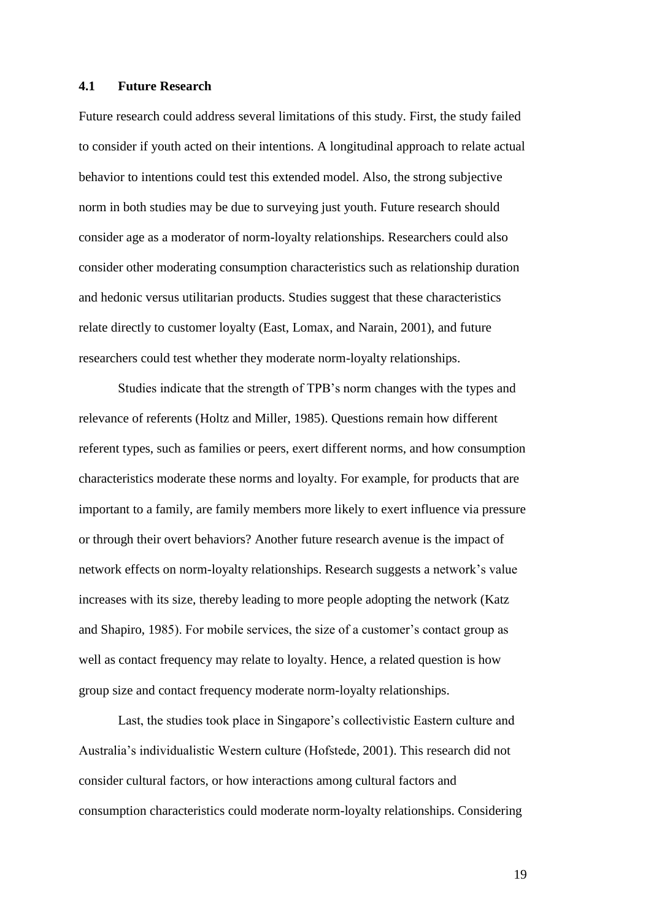### 4.1 Future Research

Future research could address several limitations of this study. First, the study failed to consider if youth acted on their intentions. A longitudinal approach to relate actual behavior to intentions could test this extended model. Also, the strong subjective norm in both studies may be due to surveying just youth. Future research should consider age as a moderator of norm-loyalty relationships. Researchers could also consider other moderating consumption characteristics such as relationship duration and hedonic versus utilitarian products. Studies suggest that these characteristics relate directly to customer loyalty (East, Lomax, and Narain, 2001), and future researchers could test whether they moderate norm-loyalty relationships.

Studies indicate that the strength of TPB's norm changes with the types and relevance of referents (Holtz and Miller, 1985). Questions remain how different referent types, such as families or peers, exert different norms, and how consumption characteristics moderate these norms and loyalty. For example, for products that are important to a family, are family members more likely to exert influence via pressure or through their overt behaviors? Another future research avenue is the impact of network effects on norm-loyalty relationships. Research suggests a network's value increases with its size, thereby leading to more people adopting the network (Katz and Shapiro, 1985). For mobile services, the size of a customer's contact group as well as contact frequency may relate to loyalty. Hence, a related question is how group size and contact frequency moderate norm-loyalty relationships.

Last, the studies took place in Singapore's collectivistic Eastern culture and Australia's individualistic Western culture (Hofstede, 2001). This research did not consider cultural factors, or how interactions among cultural factors and consumption characteristics could moderate norm-loyalty relationships. Considering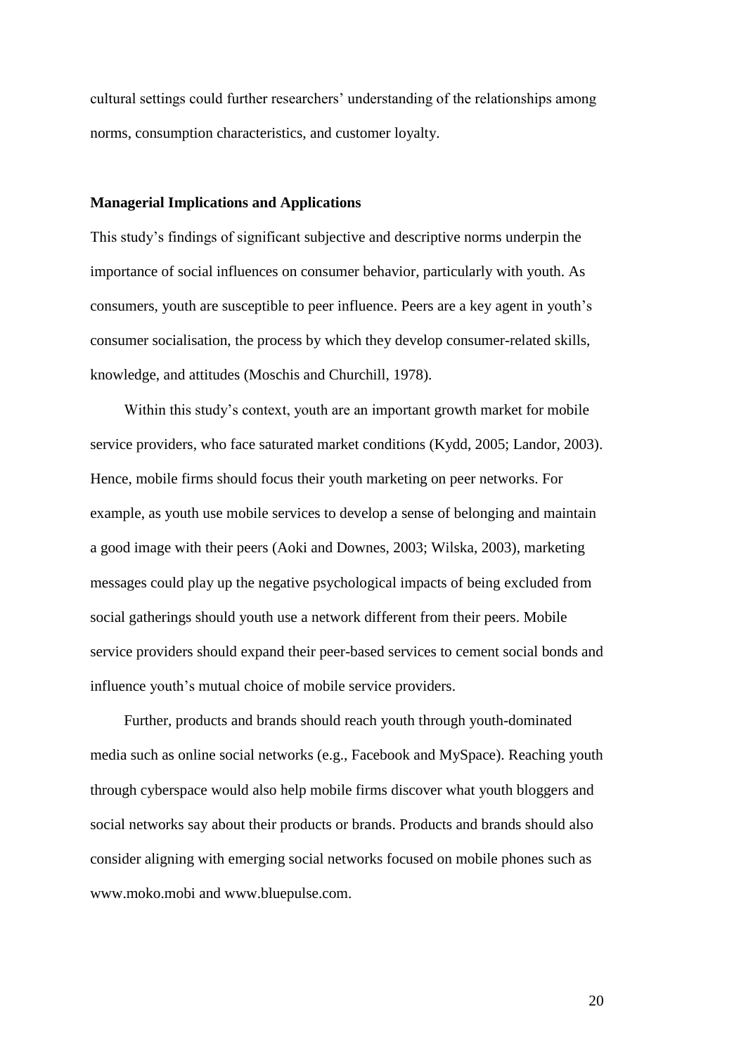cultural settings could further researchers' understanding of the relationships among norms, consumption characteristics, and customer loyalty.

## Managerial Implications and Applications

This study's findings of significant subjective and descriptive norms underpin the importance of social influences on consumer behavior, particularly with youth. As consumers, youth are susceptible to peer influence. Peers are a key agent in youth's consumer socialisation, the process by which they develop consumer-related skills, knowledge, and attitudes (Moschis and Churchill, 1978).

Within this study's context, youth are an important growth market for mobile service providers, who face saturated market conditions (Kydd, 2005; Landor, 2003). Hence, mobile firms should focus their youth marketing on peer networks. For example, as youth use mobile services to develop a sense of belonging and maintain a good image with their peers (Aoki and Downes, 2003; Wilska, 2003), marketing messages could play up the negative psychological impacts of being excluded from social gatherings should youth use a network different from their peers. Mobile service providers should expand their peer-based services to cement social bonds and influence youth's mutual choice of mobile service providers.

Further, products and brands should reach youth through youth-dominated media such as online social networks (e.g., Facebook and MySpace). Reaching youth through cyberspace would also help mobile firms discover what youth bloggers and social networks say about their products or brands. Products and brands should also consider aligning with emerging social networks focused on mobile phones such as www.moko.mobi and www.bluepulse.com.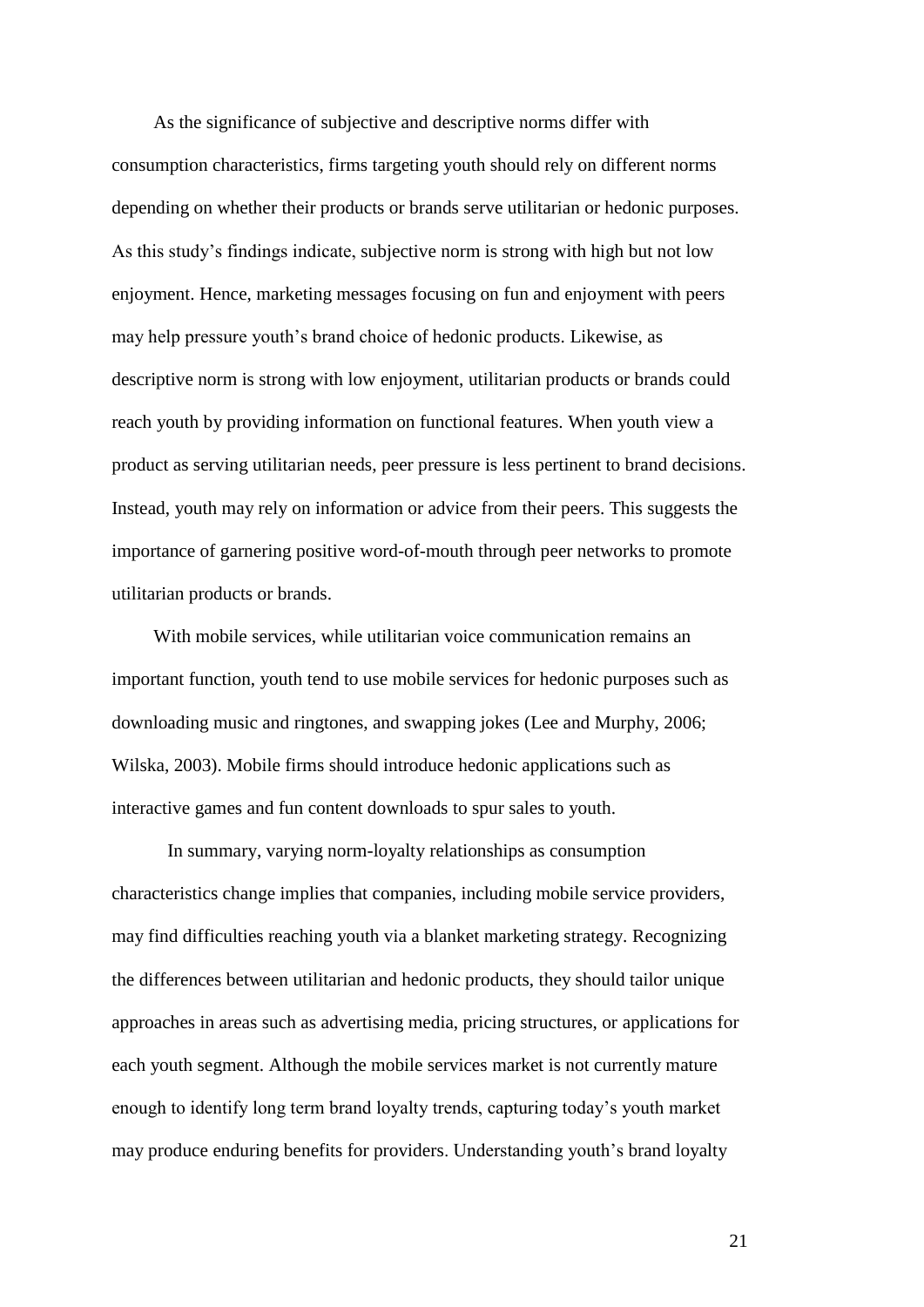As the significance of subjective and descriptive norms differ with consumption characteristics, firms targeting youth should rely on different norms depending on whether their products or brands serve utilitarian or hedonic purposes. As this study's findings indicate, subjective norm is strong with high but not low enjoyment. Hence, marketing messages focusing on fun and enjoyment with peers may help pressure youth's brand choice of hedonic products. Likewise, as descriptive norm is strong with low enjoyment, utilitarian products or brands could reach youth by providing information on functional features. When youth view a product as serving utilitarian needs, peer pressure is less pertinent to brand decisions. Instead, youth may rely on information or advice from their peers. This suggests the importance of garnering positive word-of-mouth through peer networks to promote utilitarian products or brands.

With mobile services, while utilitarian voice communication remains an important function, youth tend to use mobile services for hedonic purposes such as downloading music and ringtones, and swapping jokes (Lee and Murphy, 2006; Wilska, 2003). Mobile firms should introduce hedonic applications such as interactive games and fun content downloads to spur sales to youth.

In summary, varying norm-loyalty relationships as consumption characteristics change implies that companies, including mobile service providers, may find difficulties reaching youth via a blanket marketing strategy. Recognizing the differences between utilitarian and hedonic products, they should tailor unique approaches in areas such as advertising media, pricing structures, or applications for each youth segment. Although the mobile services market is not currently mature enough to identify long term brand loyalty trends, capturing today's youth market may produce enduring benefits for providers. Understanding youth's brand loyalty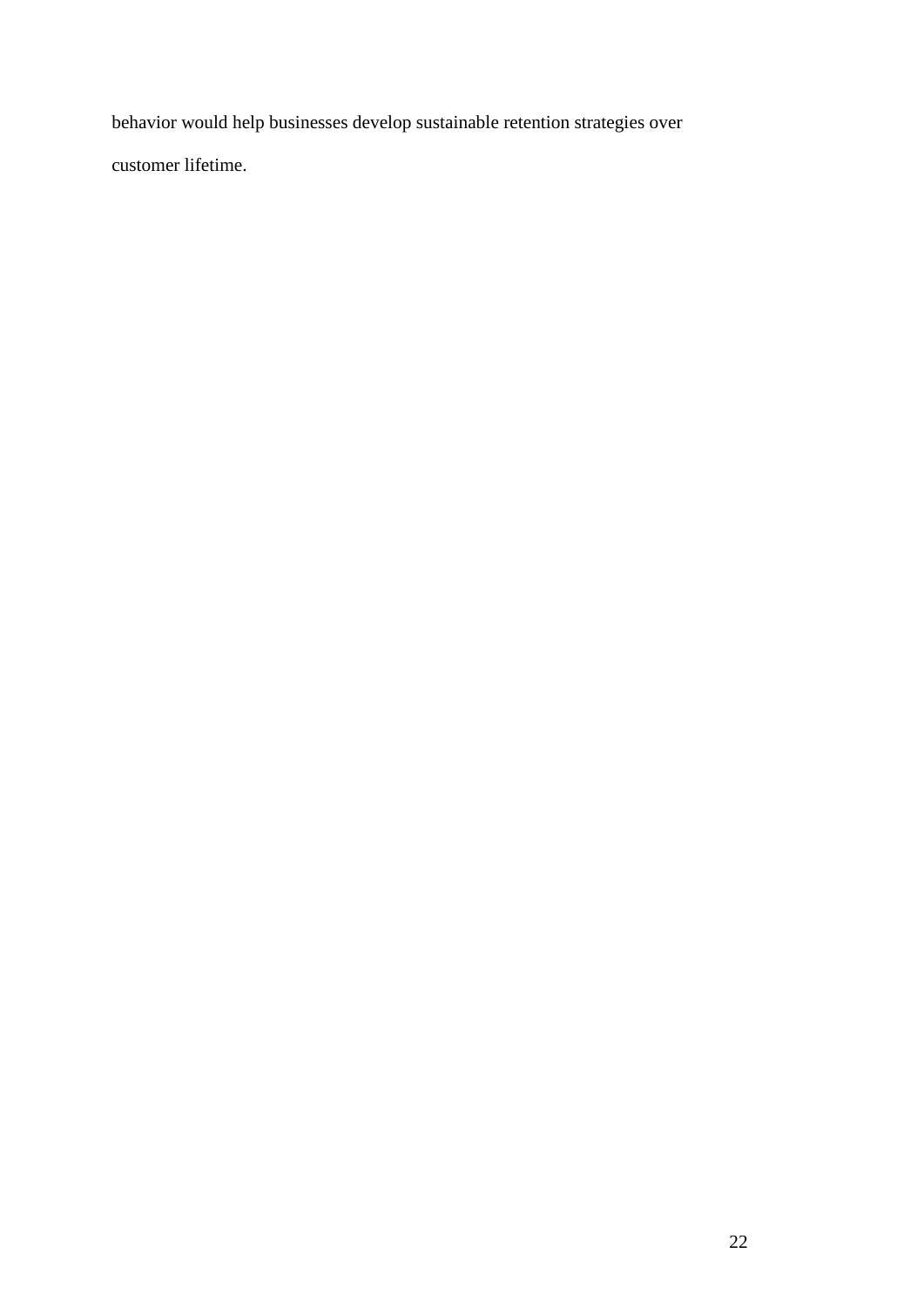behavior would help businesses develop sustainable retention strategies over customer lifetime.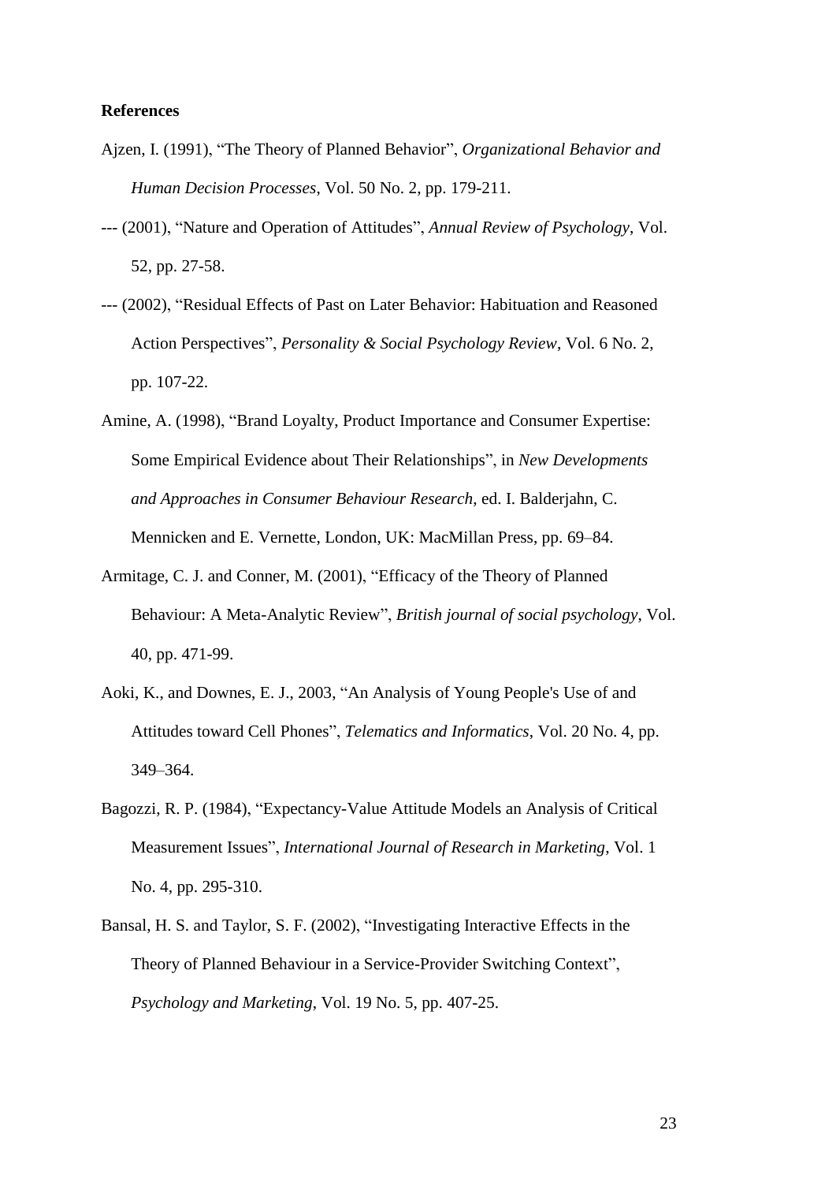**References**

Ajzen, I. (1991), "The Theory of Planned Behavior", *Organizational Behavior and Human Decision Processes*, Vol. 50 No. 2, pp. 179-211.

--- (2001), "Nature and Operation of Attitudes", *Annual Review of Psychology*, Vol. 52, pp. 27-58.

--- (2002), "Residual Effects of Past on Later Behavior: Habituation and Reasoned Action Perspectives", *Personality & Social Psychology Review*, Vol. 6 No. 2, pp. 107-22.

Amine, A. (1998), "Brand Loyalty, Product Importance and Consumer Expertise: Some Empirical Evidence about Their Relationships", in *New Developments and Approaches in Consumer Behaviour Research*, ed. I. Balderjahn, C. Mennicken and E. Vernette, London, UK: MacMillan Press, pp. 69–84.

Armitage, C. J. and Conner, M. (2001), "Efficacy of the Theory of Planned Behaviour: A Meta-Analytic Review", *British journal of social psychology*, Vol. 40, pp. 471-99.

Aoki, K., and Downes, E. J., 2003, "An Analysis of Young People's Use of and Attitudes toward Cell Phones", *Telematics and Informatics*, Vol. 20 No. 4, pp. 349–364.

Bagozzi, R. P. (1984), "Expectancy-Value Attitude Models an Analysis of Critical Measurement Issues", *International Journal of Research in Marketing*, Vol. 1 No. 4, pp. 295-310.

Bansal, H. S. and Taylor, S. F. (2002), "Investigating Interactive Effects in the Theory of Planned Behaviour in a Service-Provider Switching Context", *Psychology and Marketing*, Vol. 19 No. 5, pp. 407-25.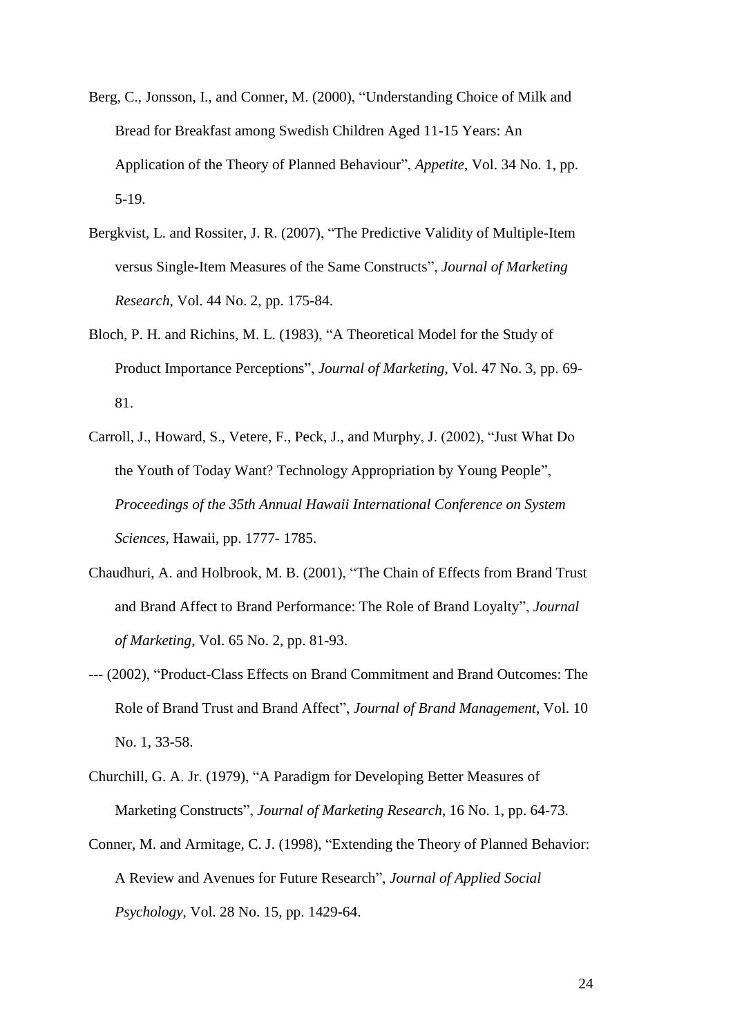Berg, C., Jonsson, I., and Conner, M. (2000), "Understanding Choice of Milk and Bread for Breakfast among Swedish Children Aged 11-15 Years: An Application of the Theory of Planned Behaviour", *Appetite*, Vol. 34 No. 1, pp. 5-19.

Bergkvist, L. and Rossiter, J. R. (2007), "The Predictive Validity of Multiple-Item versus Single-Item Measures of the Same Constructs", *Journal of Marketing Research*, Vol. 44 No. 2, pp. 175-84.

Bloch, P. H. and Richins, M. L. (1983), "A Theoretical Model for the Study of Product Importance Perceptions", *Journal of Marketing*, Vol. 47 No. 3, pp. 69-81.

Carroll, J., Howard, S., Vetere, F., Peck, J., and Murphy, J. (2002), "Just What Do the Youth of Today Want? Technology Appropriation by Young People", *Proceedings of the 35th Annual Hawaii International Conference on System Sciences*, Hawaii, pp. 1777- 1785.

Chaudhuri, A. and Holbrook, M. B. (2001), "The Chain of Effects from Brand Trust and Brand Affect to Brand Performance: The Role of Brand Loyalty", *Journal of Marketing*, Vol. 65 No. 2, pp. 81-93.

--- (2002), "Product-Class Effects on Brand Commitment and Brand Outcomes: The Role of Brand Trust and Brand Affect", *Journal of Brand Management*, Vol. 10 No. 1, 33-58.

Churchill, G. A. Jr. (1979), "A Paradigm for Developing Better Measures of Marketing Constructs", *Journal of Marketing Research*, 16 No. 1, pp. 64-73.

Conner, M. and Armitage, C. J. (1998), "Extending the Theory of Planned Behavior: A Review and Avenues for Future Research", *Journal of Applied Social Psychology*, Vol. 28 No. 15, pp. 1429-64.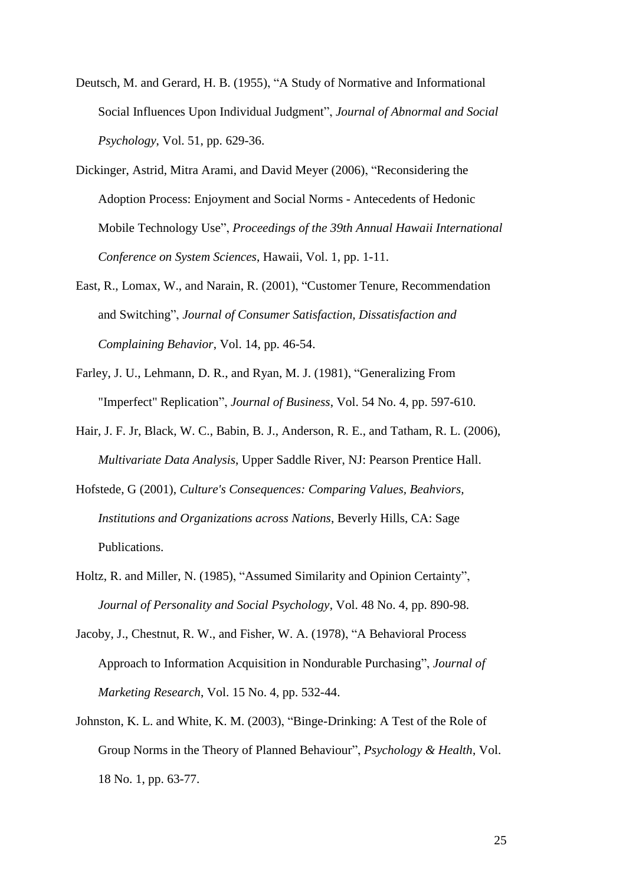Deutsch, M. and Gerard, H. B. (1955), “A Study of Normative and Informational Social Influences Upon Individual Judgment”, *Journal of Abnormal and Social Psychology*, Vol. 51, pp. 629-36.

Dickinger, Astrid, Mitra Arami, and David Meyer (2006), “Reconsidering the Adoption Process: Enjoyment and Social Norms - Antecedents of Hedonic Mobile Technology Use”, *Proceedings of the 39th Annual Hawaii International Conference on System Sciences*, Hawaii, Vol. 1, pp. 1-11.

East, R., Lomax, W., and Narain, R. (2001), “Customer Tenure, Recommendation and Switching”, *Journal of Consumer Satisfaction, Dissatisfaction and Complaining Behavior*, Vol. 14, pp. 46-54.

Farley, J. U., Lehmann, D. R., and Ryan, M. J. (1981), “Generalizing From "Imperfect" Replication”, *Journal of Business*, Vol. 54 No. 4, pp. 597-610.

Hair, J. F. Jr, Black, W. C., Babin, B. J., Anderson, R. E., and Tatham, R. L. (2006), *Multivariate Data Analysis*, Upper Saddle River, NJ: Pearson Prentice Hall.

Hofstede, G (2001), *Culture's Consequences: Comparing Values, Beahviors, Institutions and Organizations across Nations*, Beverly Hills, CA: Sage Publications.

Holtz, R. and Miller, N. (1985), “Assumed Similarity and Opinion Certainty”, *Journal of Personality and Social Psychology*, Vol. 48 No. 4, pp. 890-98.

Jacoby, J., Chestnut, R. W., and Fisher, W. A. (1978), “A Behavioral Process Approach to Information Acquisition in Nondurable Purchasing”, *Journal of Marketing Research*, Vol. 15 No. 4, pp. 532-44.

Johnston, K. L. and White, K. M. (2003), “Binge-Drinking: A Test of the Role of Group Norms in the Theory of Planned Behaviour”, *Psychology & Health*, Vol. 18 No. 1, pp. 63-77.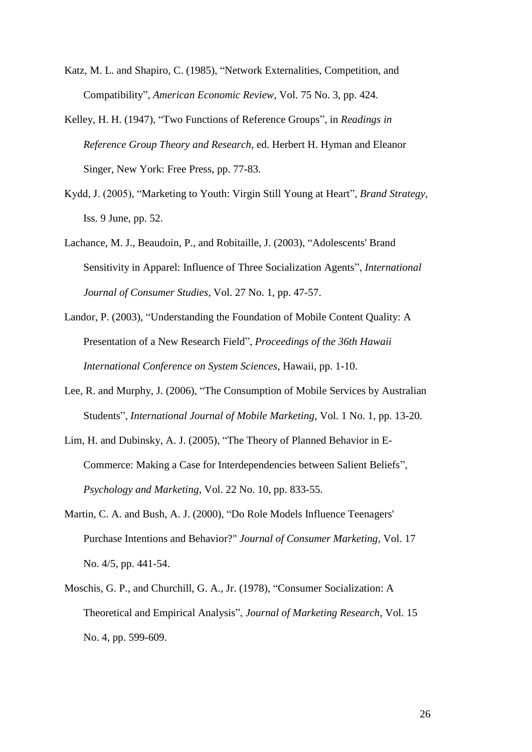Katz, M. L. and Shapiro, C. (1985), "Network Externalities, Competition, and Compatibility", *American Economic Review*, Vol. 75 No. 3, pp. 424.

Kelley, H. H. (1947), "Two Functions of Reference Groups", in *Readings in Reference Group Theory and Research*, ed. Herbert H. Hyman and Eleanor Singer, New York: Free Press, pp. 77-83.

Kydd, J. (2005), "Marketing to Youth: Virgin Still Young at Heart", *Brand Strategy*, Iss. 9 June, pp. 52.

Lachance, M. J., Beaudoin, P., and Robitaille, J. (2003), "Adolescents' Brand Sensitivity in Apparel: Influence of Three Socialization Agents", *International Journal of Consumer Studies*, Vol. 27 No. 1, pp. 47-57.

Landor, P. (2003), "Understanding the Foundation of Mobile Content Quality: A Presentation of a New Research Field", *Proceedings of the 36th Hawaii International Conference on System Sciences*, Hawaii, pp. 1-10.

Lee, R. and Murphy, J. (2006), "The Consumption of Mobile Services by Australian Students", *International Journal of Mobile Marketing*, Vol. 1 No. 1, pp. 13-20.

Lim, H. and Dubinsky, A. J. (2005), "The Theory of Planned Behavior in E-Commerce: Making a Case for Interdependencies between Salient Beliefs", *Psychology and Marketing*, Vol. 22 No. 10, pp. 833-55.

Martin, C. A. and Bush, A. J. (2000), "Do Role Models Influence Teenagers' Purchase Intentions and Behavior?" *Journal of Consumer Marketing*, Vol. 17 No. 4/5, pp. 441-54.

Moschis, G. P., and Churchill, G. A., Jr. (1978), "Consumer Socialization: A Theoretical and Empirical Analysis", *Journal of Marketing Research*, Vol. 15 No. 4, pp. 599-609.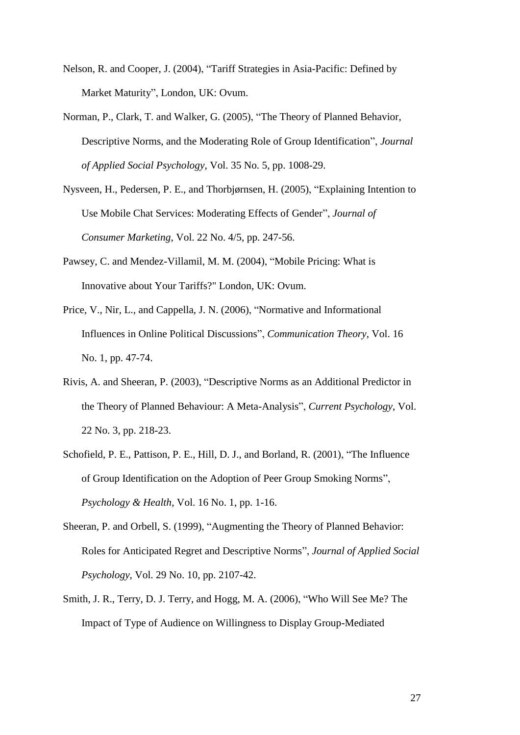Nelson, R. and Cooper, J. (2004), “Tariff Strategies in Asia-Pacific: Defined by Market Maturity”, London, UK: Ovum.

Norman, P., Clark, T. and Walker, G. (2005), “The Theory of Planned Behavior, Descriptive Norms, and the Moderating Role of Group Identification”, *Journal of Applied Social Psychology*, Vol. 35 No. 5, pp. 1008-29.

Nysveen, H., Pedersen, P. E., and Thorbjørnsen, H. (2005), “Explaining Intention to Use Mobile Chat Services: Moderating Effects of Gender”, *Journal of Consumer Marketing*, Vol. 22 No. 4/5, pp. 247-56.

Pawsey, C. and Mendez-Villamil, M. M. (2004), “Mobile Pricing: What is Innovative about Your Tariffs?" London, UK: Ovum.

Price, V., Nir, L., and Cappella, J. N. (2006), “Normative and Informational Influences in Online Political Discussions”, *Communication Theory*, Vol. 16 No. 1, pp. 47-74.

Rivis, A. and Sheeran, P. (2003), “Descriptive Norms as an Additional Predictor in the Theory of Planned Behaviour: A Meta-Analysis”, *Current Psychology*, Vol. 22 No. 3, pp. 218-23.

Schofield, P. E., Pattison, P. E., Hill, D. J., and Borland, R. (2001), “The Influence of Group Identification on the Adoption of Peer Group Smoking Norms”, *Psychology & Health*, Vol. 16 No. 1, pp. 1-16.

Sheeran, P. and Orbell, S. (1999), “Augmenting the Theory of Planned Behavior: Roles for Anticipated Regret and Descriptive Norms”, *Journal of Applied Social Psychology*, Vol. 29 No. 10, pp. 2107-42.

Smith, J. R., Terry, D. J. Terry, and Hogg, M. A. (2006), “Who Will See Me? The Impact of Type of Audience on Willingness to Display Group-Mediated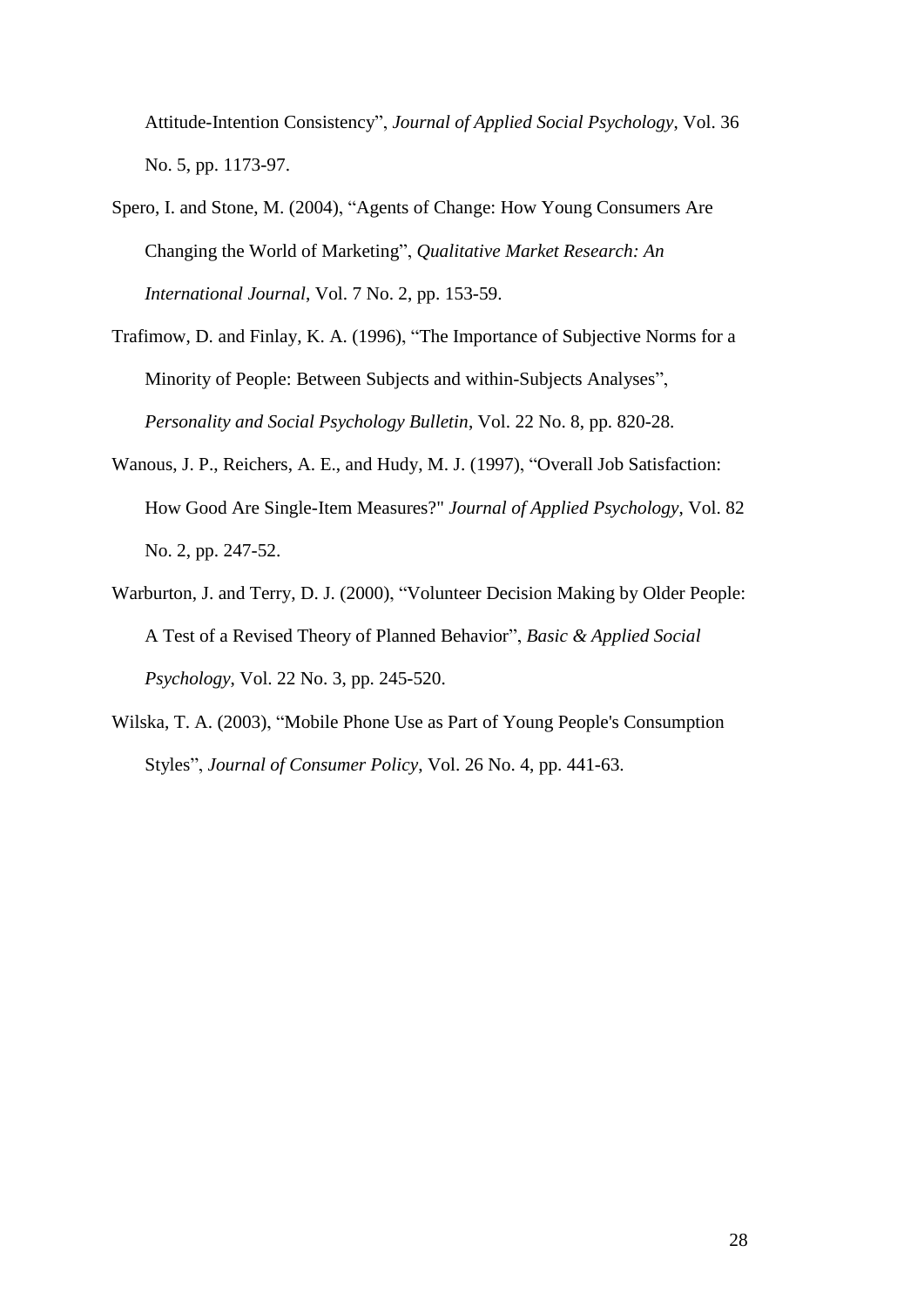Attitude-Intention Consistency”, *Journal of Applied Social Psychology*, Vol. 36 No. 5, pp. 1173-97.

Spero, I. and Stone, M. (2004), “Agents of Change: How Young Consumers Are Changing the World of Marketing”, *Qualitative Market Research: An International Journal*, Vol. 7 No. 2, pp. 153-59.

Trafimow, D. and Finlay, K. A. (1996), “The Importance of Subjective Norms for a Minority of People: Between Subjects and within-Subjects Analyses”, *Personality and Social Psychology Bulletin*, Vol. 22 No. 8, pp. 820-28.

Wanous, J. P., Reichers, A. E., and Hudy, M. J. (1997), “Overall Job Satisfaction: How Good Are Single-Item Measures?" *Journal of Applied Psychology*, Vol. 82 No. 2, pp. 247-52.

Warburton, J. and Terry, D. J. (2000), “Volunteer Decision Making by Older People: A Test of a Revised Theory of Planned Behavior”, *Basic & Applied Social Psychology*, Vol. 22 No. 3, pp. 245-520.

Wilska, T. A. (2003), “Mobile Phone Use as Part of Young People's Consumption Styles”, *Journal of Consumer Policy*, Vol. 26 No. 4, pp. 441-63.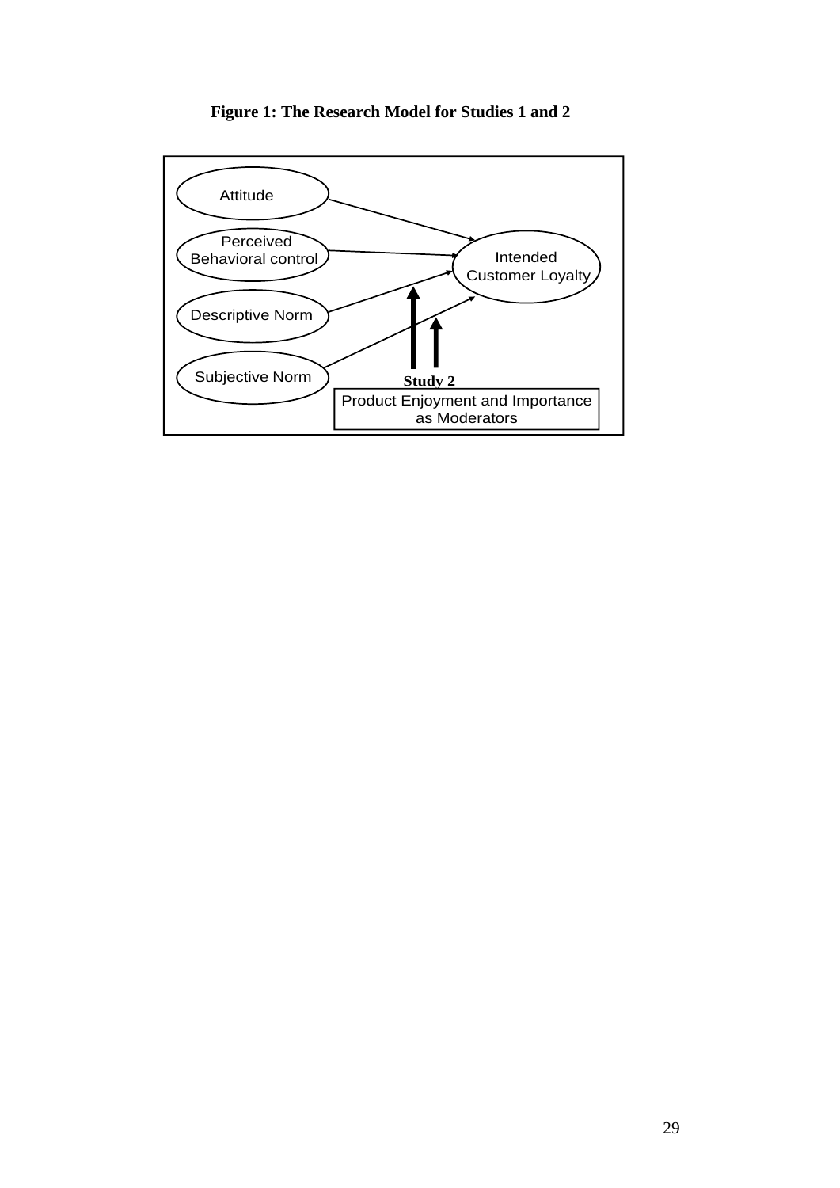**Figure 1: The Research Model for Studies 1 and 2**

Attitude

Perceived Behavioral control

Descriptive Norm

Subjective Norm

Intended Customer Loyalty

Study 2

Product Enjoyment and Importance as Moderators